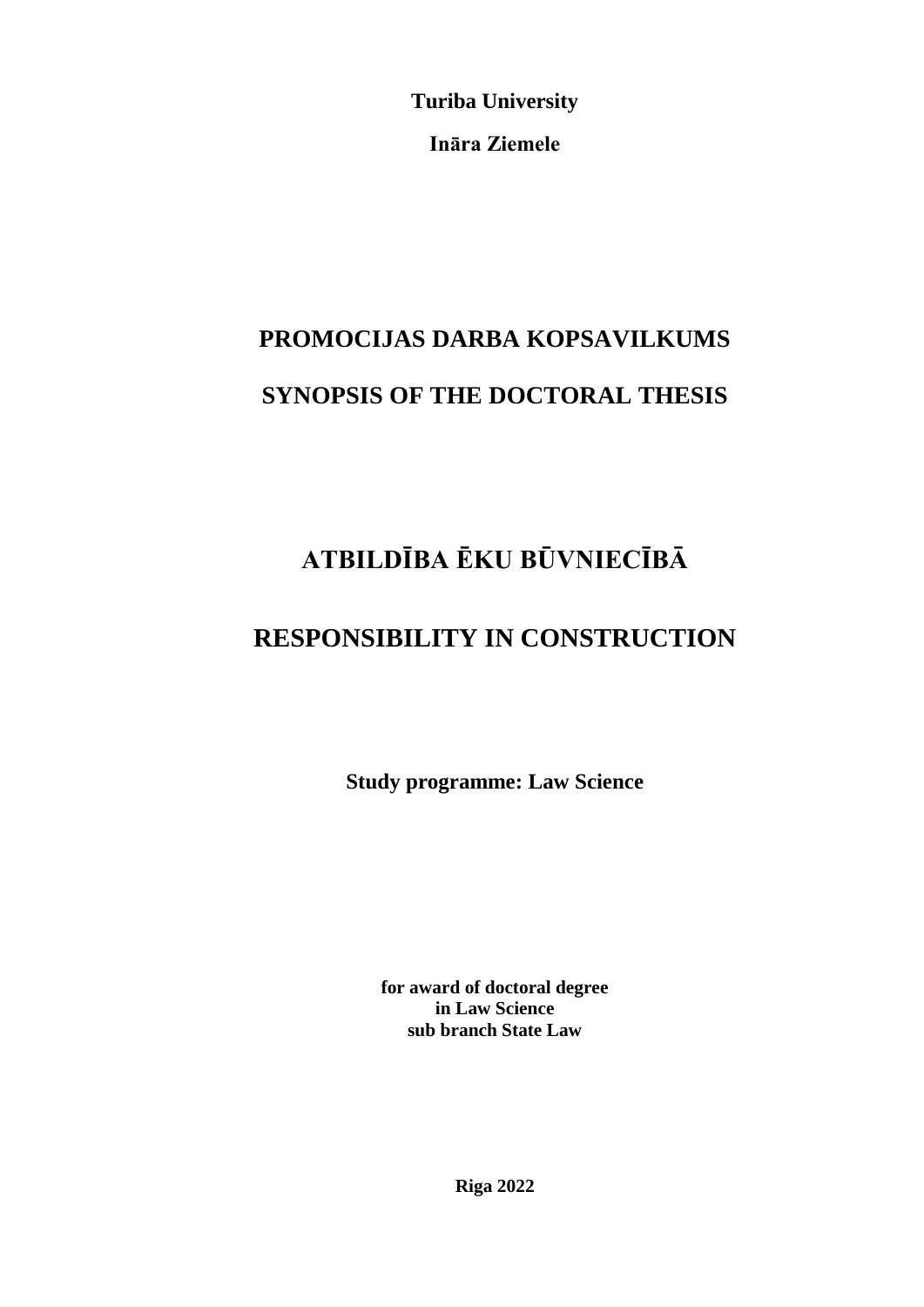**Turiba University**

**Ināra Ziemele**

# PROMOCIJAS DARBA KOPSAVILKUMS

# SYNOPSIS OF THE DOCTORAL THESIS

# ATBILDĪBA ĒKU BŪVNIECĪBĀ

# RESPONSIBILITY IN CONSTRUCTION

**Study programme: Law Science**

**for award of doctoral degree**
**in Law Science**
**sub branch State Law**

**Riga 2022**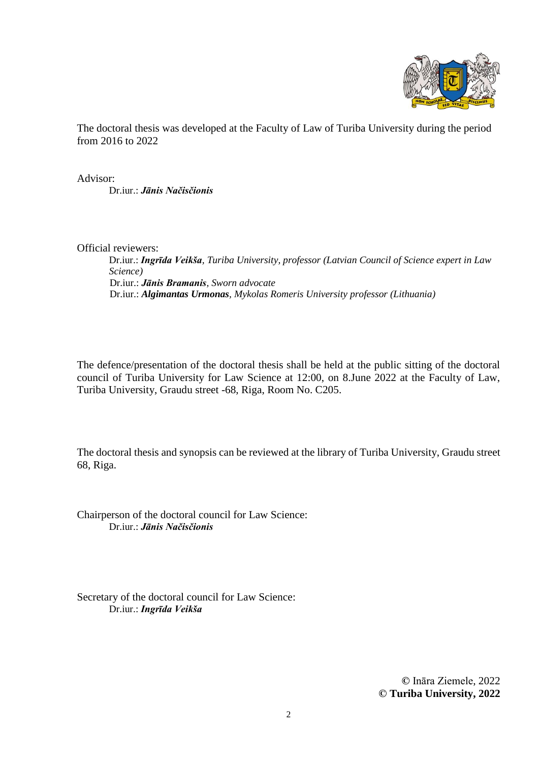The doctoral thesis was developed at the Faculty of Law of Turiba University during the period from 2016 to 2022

Advisor:

Dr.iur.: ***Jānis Načisčionis***

Official reviewers:

Dr.iur.: ***Ingrīda Veikša****, Turiba University, professor (Latvian Council of Science expert in Law Science)*

Dr.iur.: ***Jānis Bramanis****, Sworn advocate*

Dr.iur.: ***Algimantas Urmonas****, Mykolas Romeris University professor (Lithuania)*

The defence/presentation of the doctoral thesis shall be held at the public sitting of the doctoral council of Turiba University for Law Science at 12:00, on 8.June 2022 at the Faculty of Law, Turiba University, Graudu street -68, Riga, Room No. C205.

The doctoral thesis and synopsis can be reviewed at the library of Turiba University, Graudu street 68, Riga.

Chairperson of the doctoral council for Law Science:

Dr.iur.: ***Jānis Načisčionis***

Secretary of the doctoral council for Law Science:

Dr.iur.: ***Ingrīda Veikša***

© Ināra Ziemele, 2022

**© Turiba University, 2022**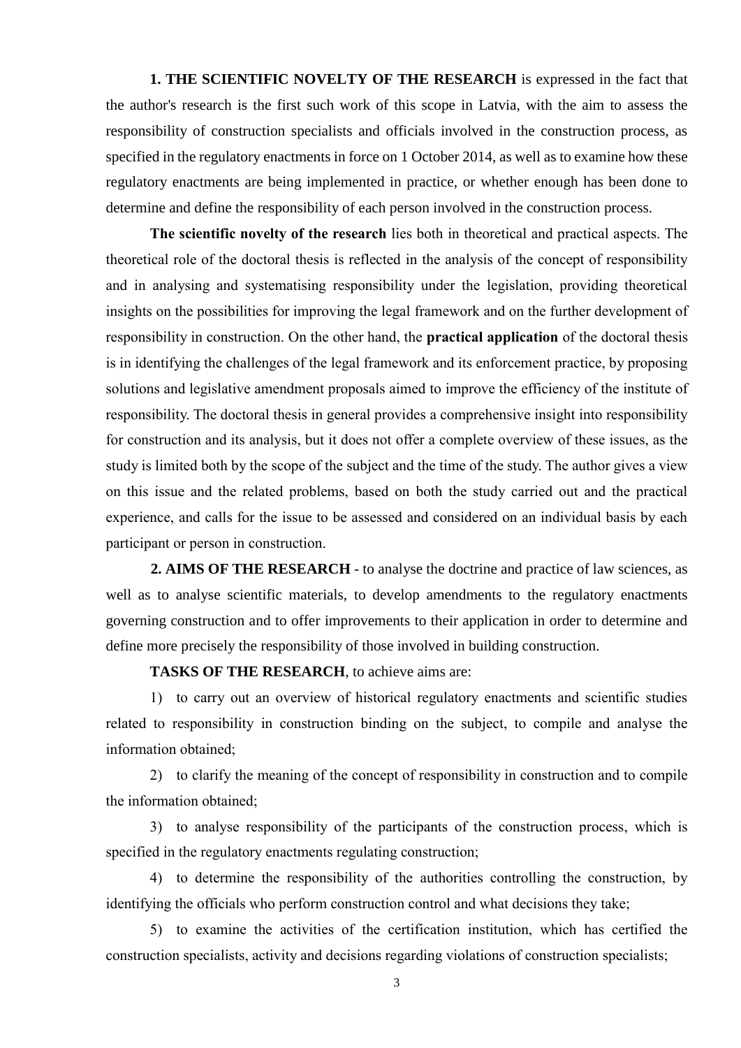**1. THE SCIENTIFIC NOVELTY OF THE RESEARCH** is expressed in the fact that the author's research is the first such work of this scope in Latvia, with the aim to assess the responsibility of construction specialists and officials involved in the construction process, as specified in the regulatory enactments in force on 1 October 2014, as well as to examine how these regulatory enactments are being implemented in practice, or whether enough has been done to determine and define the responsibility of each person involved in the construction process.

**The scientific novelty of the research** lies both in theoretical and practical aspects. The theoretical role of the doctoral thesis is reflected in the analysis of the concept of responsibility and in analysing and systematising responsibility under the legislation, providing theoretical insights on the possibilities for improving the legal framework and on the further development of responsibility in construction. On the other hand, the **practical application** of the doctoral thesis is in identifying the challenges of the legal framework and its enforcement practice, by proposing solutions and legislative amendment proposals aimed to improve the efficiency of the institute of responsibility. The doctoral thesis in general provides a comprehensive insight into responsibility for construction and its analysis, but it does not offer a complete overview of these issues, as the study is limited both by the scope of the subject and the time of the study. The author gives a view on this issue and the related problems, based on both the study carried out and the practical experience, and calls for the issue to be assessed and considered on an individual basis by each participant or person in construction.

**2. AIMS OF THE RESEARCH** - to analyse the doctrine and practice of law sciences, as well as to analyse scientific materials, to develop amendments to the regulatory enactments governing construction and to offer improvements to their application in order to determine and define more precisely the responsibility of those involved in building construction.

**TASKS OF THE RESEARCH**, to achieve aims are:

1) to carry out an overview of historical regulatory enactments and scientific studies related to responsibility in construction binding on the subject, to compile and analyse the information obtained;

2) to clarify the meaning of the concept of responsibility in construction and to compile the information obtained;

3) to analyse responsibility of the participants of the construction process, which is specified in the regulatory enactments regulating construction;

4) to determine the responsibility of the authorities controlling the construction, by identifying the officials who perform construction control and what decisions they take;

5) to examine the activities of the certification institution, which has certified the construction specialists, activity and decisions regarding violations of construction specialists;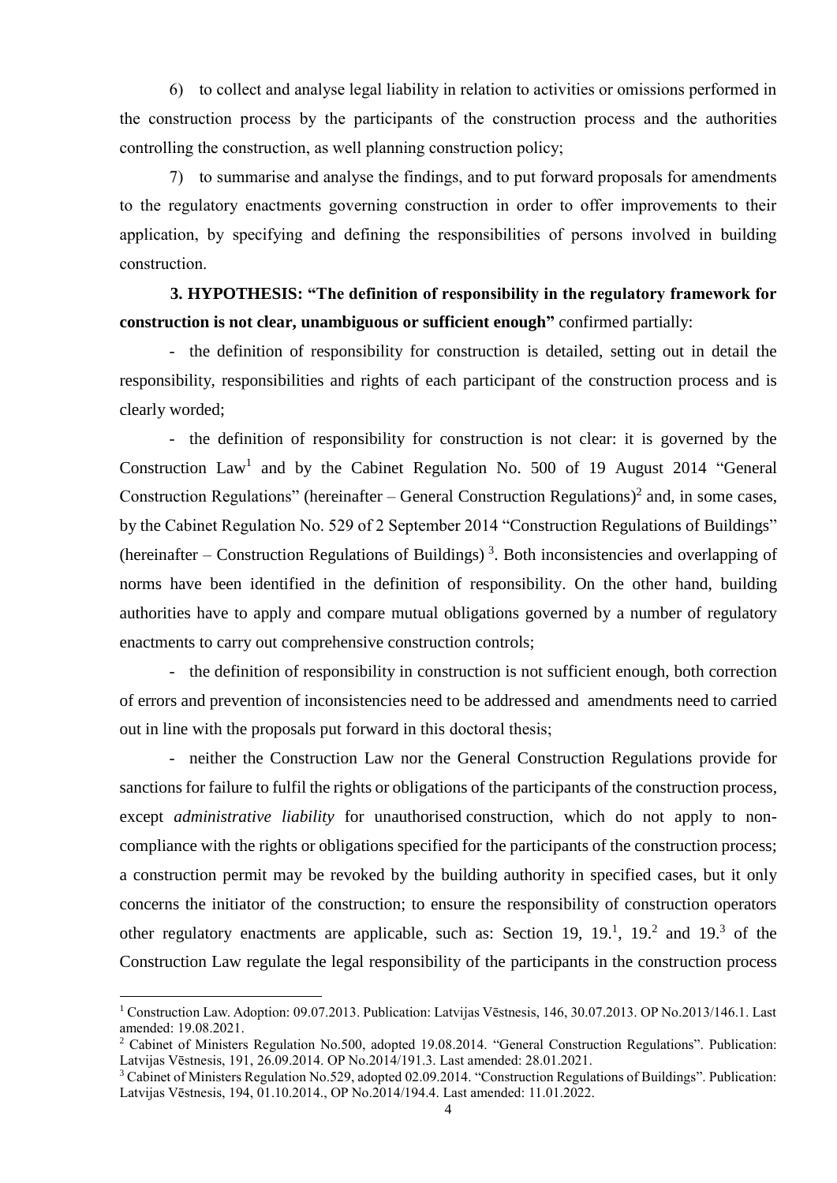6) to collect and analyse legal liability in relation to activities or omissions performed in the construction process by the participants of the construction process and the authorities controlling the construction, as well planning construction policy;

7) to summarise and analyse the findings, and to put forward proposals for amendments to the regulatory enactments governing construction in order to offer improvements to their application, by specifying and defining the responsibilities of persons involved in building construction.

**3. HYPOTHESIS: "The definition of responsibility in the regulatory framework for construction is not clear, unambiguous or sufficient enough"** confirmed partially:

- the definition of responsibility for construction is detailed, setting out in detail the responsibility, responsibilities and rights of each participant of the construction process and is clearly worded;

- the definition of responsibility for construction is not clear: it is governed by the Construction Law[1] and by the Cabinet Regulation No. 500 of 19 August 2014 "General Construction Regulations" (hereinafter – General Construction Regulations)[2] and, in some cases, by the Cabinet Regulation No. 529 of 2 September 2014 "Construction Regulations of Buildings" (hereinafter – Construction Regulations of Buildings) [3]. Both inconsistencies and overlapping of norms have been identified in the definition of responsibility. On the other hand, building authorities have to apply and compare mutual obligations governed by a number of regulatory enactments to carry out comprehensive construction controls;

- the definition of responsibility in construction is not sufficient enough, both correction of errors and prevention of inconsistencies need to be addressed and amendments need to carried out in line with the proposals put forward in this doctoral thesis;

- neither the Construction Law nor the General Construction Regulations provide for sanctions for failure to fulfil the rights or obligations of the participants of the construction process, except *administrative liability* for unauthorised construction, which do not apply to non-compliance with the rights or obligations specified for the participants of the construction process; a construction permit may be revoked by the building authority in specified cases, but it only concerns the initiator of the construction; to ensure the responsibility of construction operators other regulatory enactments are applicable, such as: Section 19, 19.[1], 19.[2] and 19.[3] of the Construction Law regulate the legal responsibility of the participants in the construction process

---

[1] Construction Law. Adoption: 09.07.2013. Publication: Latvijas Vēstnesis, 146, 30.07.2013. OP No.2013/146.1. Last amended: 19.08.2021.

[2] Cabinet of Ministers Regulation No.500, adopted 19.08.2014. "General Construction Regulations". Publication: Latvijas Vēstnesis, 191, 26.09.2014. OP No.2014/191.3. Last amended: 28.01.2021.

[3] Cabinet of Ministers Regulation No.529, adopted 02.09.2014. "Construction Regulations of Buildings". Publication: Latvijas Vēstnesis, 194, 01.10.2014., OP No.2014/194.4. Last amended: 11.01.2022.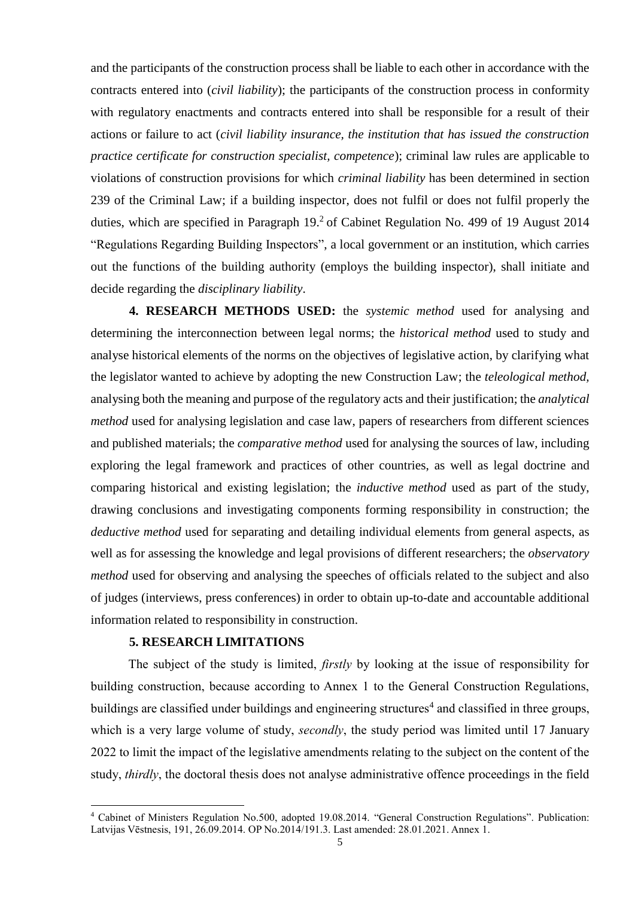and the participants of the construction process shall be liable to each other in accordance with the contracts entered into (*civil liability*); the participants of the construction process in conformity with regulatory enactments and contracts entered into shall be responsible for a result of their actions or failure to act (*civil liability insurance, the institution that has issued the construction practice certificate for construction specialist, competence*); criminal law rules are applicable to violations of construction provisions for which *criminal liability* has been determined in section 239 of the Criminal Law; if a building inspector, does not fulfil or does not fulfil properly the duties, which are specified in Paragraph 19.[2] of Cabinet Regulation No. 499 of 19 August 2014 "Regulations Regarding Building Inspectors", a local government or an institution, which carries out the functions of the building authority (employs the building inspector), shall initiate and decide regarding the *disciplinary liability*.

**4. RESEARCH METHODS USED:** the *systemic method* used for analysing and determining the interconnection between legal norms; the *historical method* used to study and analyse historical elements of the norms on the objectives of legislative action, by clarifying what the legislator wanted to achieve by adopting the new Construction Law; the *teleological method,* analysing both the meaning and purpose of the regulatory acts and their justification; the *analytical method* used for analysing legislation and case law, papers of researchers from different sciences and published materials; the *comparative method* used for analysing the sources of law, including exploring the legal framework and practices of other countries, as well as legal doctrine and comparing historical and existing legislation; the *inductive method* used as part of the study, drawing conclusions and investigating components forming responsibility in construction; the *deductive method* used for separating and detailing individual elements from general aspects, as well as for assessing the knowledge and legal provisions of different researchers; the *observatory method* used for observing and analysing the speeches of officials related to the subject and also of judges (interviews, press conferences) in order to obtain up-to-date and accountable additional information related to responsibility in construction.

**5. RESEARCH LIMITATIONS**

The subject of the study is limited, *firstly* by looking at the issue of responsibility for building construction, because according to Annex 1 to the General Construction Regulations, buildings are classified under buildings and engineering structures[4] and classified in three groups, which is a very large volume of study, *secondly*, the study period was limited until 17 January 2022 to limit the impact of the legislative amendments relating to the subject on the content of the study, *thirdly*, the doctoral thesis does not analyse administrative offence proceedings in the field

[4] Cabinet of Ministers Regulation No.500, adopted 19.08.2014. "General Construction Regulations". Publication: Latvijas Vēstnesis, 191, 26.09.2014. OP No.2014/191.3. Last amended: 28.01.2021. Annex 1.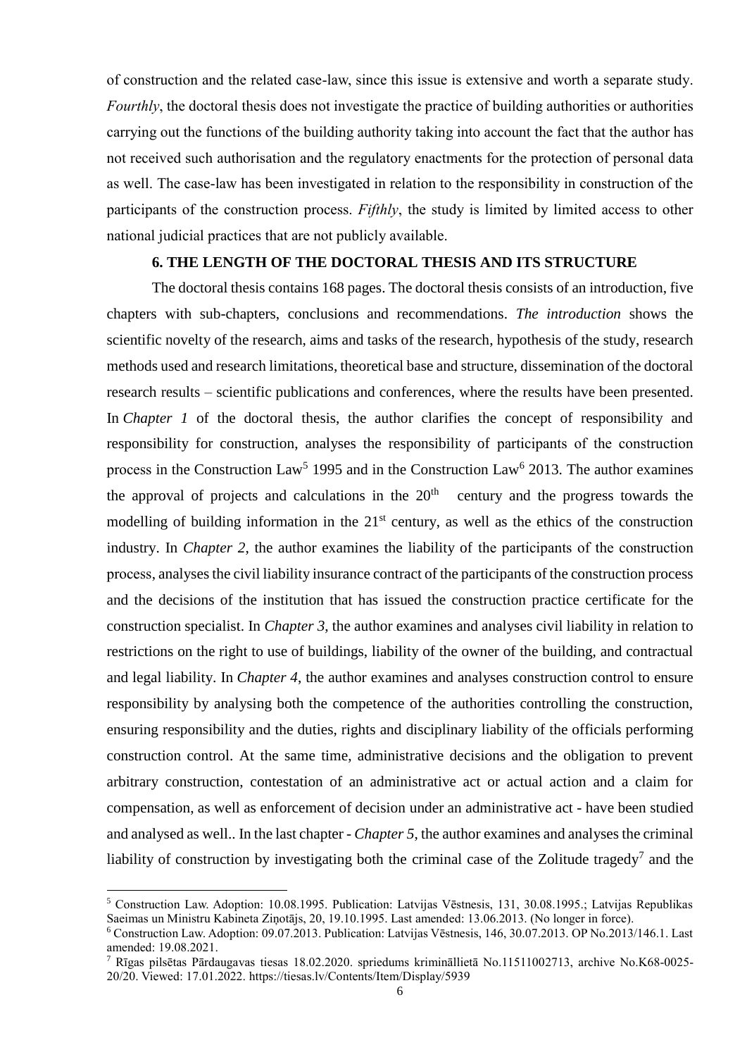of construction and the related case-law, since this issue is extensive and worth a separate study. *Fourthly*, the doctoral thesis does not investigate the practice of building authorities or authorities carrying out the functions of the building authority taking into account the fact that the author has not received such authorisation and the regulatory enactments for the protection of personal data as well. The case-law has been investigated in relation to the responsibility in construction of the participants of the construction process. *Fifthly*, the study is limited by limited access to other national judicial practices that are not publicly available.

## 6. THE LENGTH OF THE DOCTORAL THESIS AND ITS STRUCTURE

The doctoral thesis contains 168 pages. The doctoral thesis consists of an introduction, five chapters with sub-chapters, conclusions and recommendations. *The introduction* shows the scientific novelty of the research, aims and tasks of the research, hypothesis of the study, research methods used and research limitations, theoretical base and structure, dissemination of the doctoral research results – scientific publications and conferences, where the results have been presented. In *Chapter 1* of the doctoral thesis, the author clarifies the concept of responsibility and responsibility for construction, analyses the responsibility of participants of the construction process in the Construction Law[5] 1995 and in the Construction Law[6] 2013. The author examines the approval of projects and calculations in the 20th century and the progress towards the modelling of building information in the 21st century, as well as the ethics of the construction industry. In *Chapter 2*, the author examines the liability of the participants of the construction process, analyses the civil liability insurance contract of the participants of the construction process and the decisions of the institution that has issued the construction practice certificate for the construction specialist. In *Chapter 3*, the author examines and analyses civil liability in relation to restrictions on the right to use of buildings, liability of the owner of the building, and contractual and legal liability. In *Chapter 4*, the author examines and analyses construction control to ensure responsibility by analysing both the competence of the authorities controlling the construction, ensuring responsibility and the duties, rights and disciplinary liability of the officials performing construction control. At the same time, administrative decisions and the obligation to prevent arbitrary construction, contestation of an administrative act or actual action and a claim for compensation, as well as enforcement of decision under an administrative act - have been studied and analysed as well.. In the last chapter - *Chapter 5*, the author examines and analyses the criminal liability of construction by investigating both the criminal case of the Zolitude tragedy[7] and the

---

[5] Construction Law. Adoption: 10.08.1995. Publication: Latvijas Vēstnesis, 131, 30.08.1995.; Latvijas Republikas Saeimas un Ministru Kabineta Ziņotājs, 20, 19.10.1995. Last amended: 13.06.2013. (No longer in force).

[6] Construction Law. Adoption: 09.07.2013. Publication: Latvijas Vēstnesis, 146, 30.07.2013. OP No.2013/146.1. Last amended: 19.08.2021.

[7] Rīgas pilsētas Pārdaugavas tiesas 18.02.2020. spriedums krimināllietā No.11511002713, archive No.K68-0025-20/20. Viewed: 17.01.2022. https://tiesas.lv/Contents/Item/Display/5939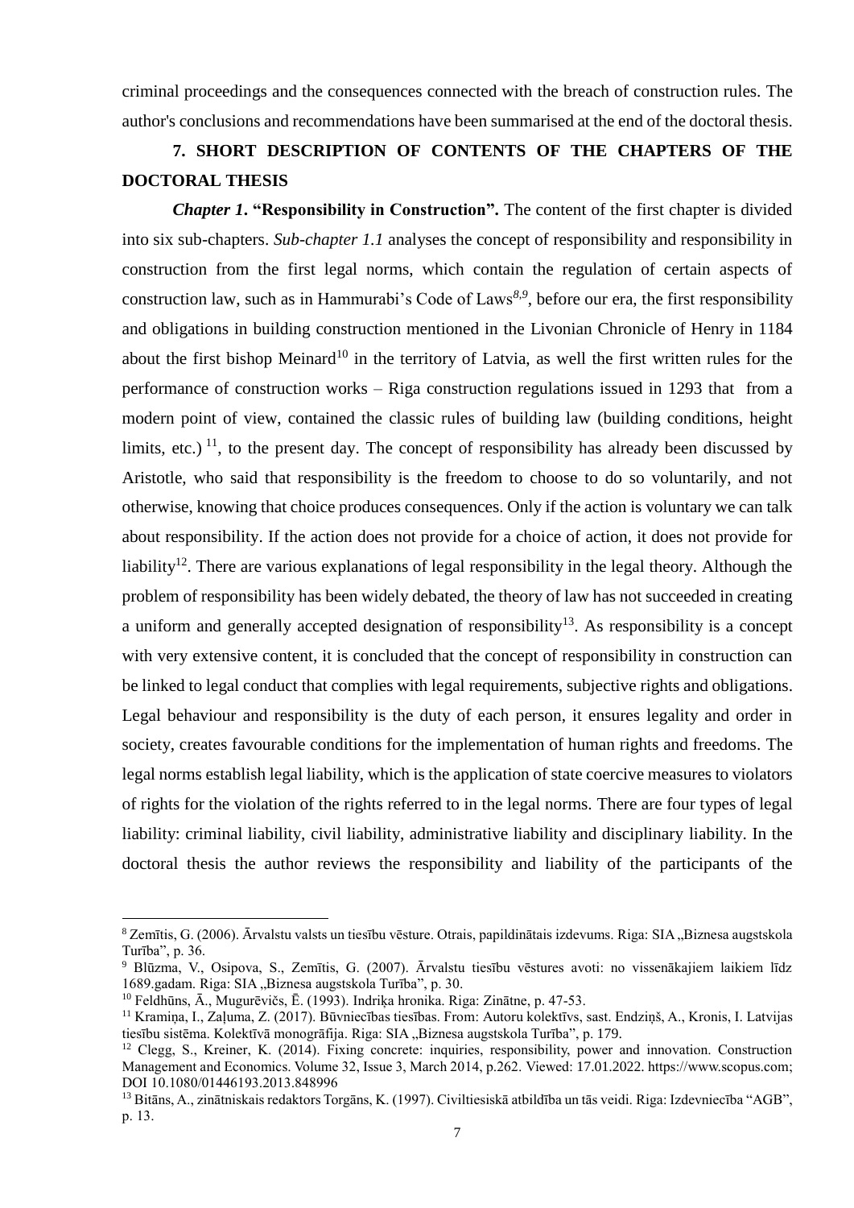criminal proceedings and the consequences connected with the breach of construction rules. The author's conclusions and recommendations have been summarised at the end of the doctoral thesis.

## 7. SHORT DESCRIPTION OF CONTENTS OF THE CHAPTERS OF THE DOCTORAL THESIS

***Chapter 1*. "Responsibility in Construction".** The content of the first chapter is divided into six sub-chapters. *Sub-chapter 1.1* analyses the concept of responsibility and responsibility in construction from the first legal norms, which contain the regulation of certain aspects of construction law, such as in Hammurabi's Code of Laws[8,9], before our era, the first responsibility and obligations in building construction mentioned in the Livonian Chronicle of Henry in 1184 about the first bishop Meinard[10] in the territory of Latvia, as well the first written rules for the performance of construction works – Riga construction regulations issued in 1293 that from a modern point of view, contained the classic rules of building law (building conditions, height limits, etc.) [11], to the present day. The concept of responsibility has already been discussed by Aristotle, who said that responsibility is the freedom to choose to do so voluntarily, and not otherwise, knowing that choice produces consequences. Only if the action is voluntary we can talk about responsibility. If the action does not provide for a choice of action, it does not provide for liability[12]. There are various explanations of legal responsibility in the legal theory. Although the problem of responsibility has been widely debated, the theory of law has not succeeded in creating a uniform and generally accepted designation of responsibility[13]. As responsibility is a concept with very extensive content, it is concluded that the concept of responsibility in construction can be linked to legal conduct that complies with legal requirements, subjective rights and obligations. Legal behaviour and responsibility is the duty of each person, it ensures legality and order in society, creates favourable conditions for the implementation of human rights and freedoms. The legal norms establish legal liability, which is the application of state coercive measures to violators of rights for the violation of the rights referred to in the legal norms. There are four types of legal liability: criminal liability, civil liability, administrative liability and disciplinary liability. In the doctoral thesis the author reviews the responsibility and liability of the participants of the

---

[8] Zemītis, G. (2006). Ārvalstu valsts un tiesību vēsture. Otrais, papildinātais izdevums. Riga: SIA „Biznesa augstskola Turība", p. 36.

[9] Blūzma, V., Osipova, S., Zemītis, G. (2007). Ārvalstu tiesību vēstures avoti: no vissenākajiem laikiem līdz 1689.gadam. Riga: SIA „Biznesa augstskola Turība", p. 30.

[10] Feldhūns, Ā., Mugurēvičs, Ē. (1993). Indriķa hronika. Riga: Zinātne, p. 47-53.

[11] Kramiņa, I., Zaļuma, Z. (2017). Būvniecības tiesības. From: Autoru kolektīvs, sast. Endziņš, A., Kronis, I. Latvijas tiesību sistēma. Kolektīvā monogrāfija. Riga: SIA „Biznesa augstskola Turība", p. 179.

[12] Clegg, S., Kreiner, K. (2014). Fixing concrete: inquiries, responsibility, power and innovation. Construction Management and Economics. Volume 32, Issue 3, March 2014, p.262. Viewed: 17.01.2022. https://www.scopus.com; DOI 10.1080/01446193.2013.848996

[13] Bitāns, A., zinātniskais redaktors Torgāns, K. (1997). Civiltiesiskā atbildība un tās veidi. Riga: Izdevniecība "AGB", p. 13.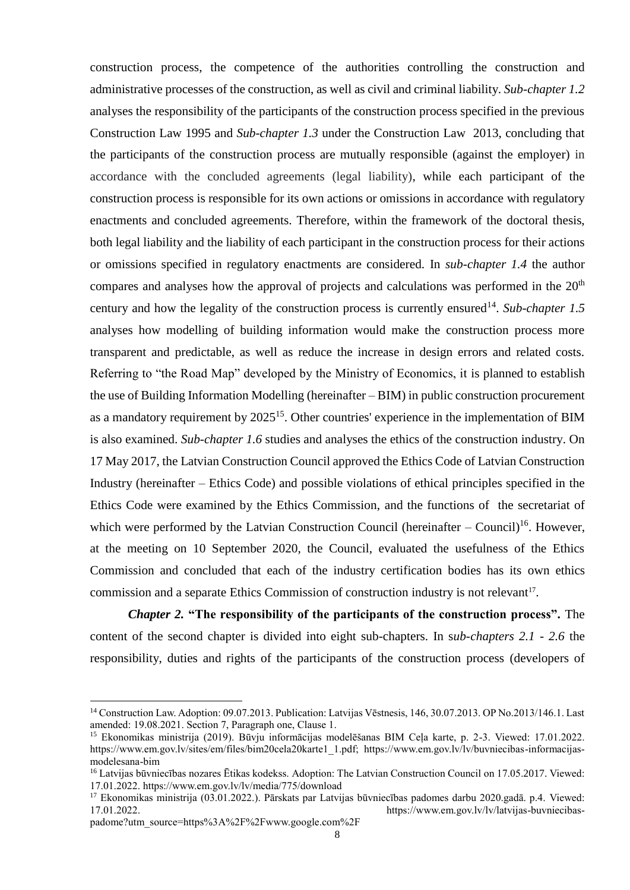construction process, the competence of the authorities controlling the construction and administrative processes of the construction, as well as civil and criminal liability. *Sub-chapter 1.2* analyses the responsibility of the participants of the construction process specified in the previous Construction Law 1995 and *Sub-chapter 1.3* under the Construction Law 2013, concluding that the participants of the construction process are mutually responsible (against the employer) in accordance with the concluded agreements (legal liability), while each participant of the construction process is responsible for its own actions or omissions in accordance with regulatory enactments and concluded agreements. Therefore, within the framework of the doctoral thesis, both legal liability and the liability of each participant in the construction process for their actions or omissions specified in regulatory enactments are considered. In *sub-chapter 1.4* the author compares and analyses how the approval of projects and calculations was performed in the 20th century and how the legality of the construction process is currently ensured[14]. *Sub-chapter 1.5* analyses how modelling of building information would make the construction process more transparent and predictable, as well as reduce the increase in design errors and related costs. Referring to "the Road Map" developed by the Ministry of Economics, it is planned to establish the use of Building Information Modelling (hereinafter – BIM) in public construction procurement as a mandatory requirement by 2025[15]. Other countries' experience in the implementation of BIM is also examined. *Sub-chapter 1.6* studies and analyses the ethics of the construction industry. On 17 May 2017, the Latvian Construction Council approved the Ethics Code of Latvian Construction Industry (hereinafter – Ethics Code) and possible violations of ethical principles specified in the Ethics Code were examined by the Ethics Commission, and the functions of the secretariat of which were performed by the Latvian Construction Council (hereinafter – Council)[16]. However, at the meeting on 10 September 2020, the Council, evaluated the usefulness of the Ethics Commission and concluded that each of the industry certification bodies has its own ethics commission and a separate Ethics Commission of construction industry is not relevant[17].

***Chapter 2.*** **"The responsibility of the participants of the construction process".** The content of the second chapter is divided into eight sub-chapters. In s*ub-chapters 2.1 - 2.6* the responsibility, duties and rights of the participants of the construction process (developers of

---

[14] Construction Law. Adoption: 09.07.2013. Publication: Latvijas Vēstnesis, 146, 30.07.2013. OP No.2013/146.1. Last amended: 19.08.2021. Section 7, Paragraph one, Clause 1.

[15] Ekonomikas ministrija (2019). Būvju informācijas modelēšanas BIM Ceļa karte, p. 2-3. Viewed: 17.01.2022. https://www.em.gov.lv/sites/em/files/bim20cela20karte1_1.pdf; https://www.em.gov.lv/lv/buvniecibas-informacijas-modelesana-bim

[16] Latvijas būvniecības nozares Ētikas kodekss. Adoption: The Latvian Construction Council on 17.05.2017. Viewed: 17.01.2022. https://www.em.gov.lv/lv/media/775/download

[17] Ekonomikas ministrija (03.01.2022.). Pārskats par Latvijas būvniecības padomes darbu 2020.gadā. p.4. Viewed: 17.01.2022. https://www.em.gov.lv/lv/latvijas-buvniecibas-padome?utm_source=https%3A%2F%2Fwww.google.com%2F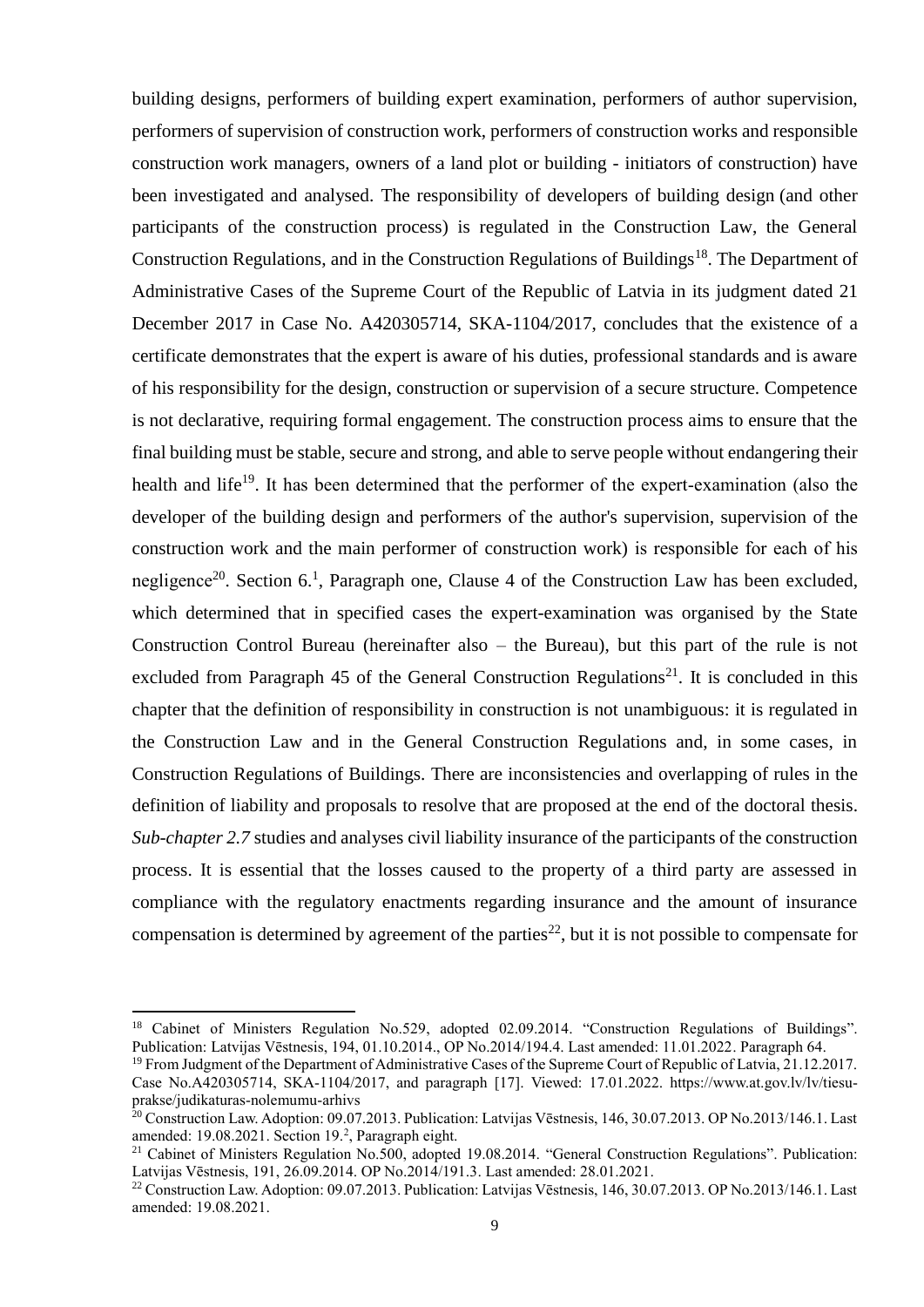building designs, performers of building expert examination, performers of author supervision, performers of supervision of construction work, performers of construction works and responsible construction work managers, owners of a land plot or building - initiators of construction) have been investigated and analysed. The responsibility of developers of building design (and other participants of the construction process) is regulated in the Construction Law, the General Construction Regulations, and in the Construction Regulations of Buildings[18]. The Department of Administrative Cases of the Supreme Court of the Republic of Latvia in its judgment dated 21 December 2017 in Case No. A420305714, SKA-1104/2017, concludes that the existence of a certificate demonstrates that the expert is aware of his duties, professional standards and is aware of his responsibility for the design, construction or supervision of a secure structure. Competence is not declarative, requiring formal engagement. The construction process aims to ensure that the final building must be stable, secure and strong, and able to serve people without endangering their health and life[19]. It has been determined that the performer of the expert-examination (also the developer of the building design and performers of the author's supervision, supervision of the construction work and the main performer of construction work) is responsible for each of his negligence[20]. Section 6.[1], Paragraph one, Clause 4 of the Construction Law has been excluded, which determined that in specified cases the expert-examination was organised by the State Construction Control Bureau (hereinafter also – the Bureau), but this part of the rule is not excluded from Paragraph 45 of the General Construction Regulations[21]. It is concluded in this chapter that the definition of responsibility in construction is not unambiguous: it is regulated in the Construction Law and in the General Construction Regulations and, in some cases, in Construction Regulations of Buildings. There are inconsistencies and overlapping of rules in the definition of liability and proposals to resolve that are proposed at the end of the doctoral thesis. *Sub-chapter 2.7* studies and analyses civil liability insurance of the participants of the construction process. It is essential that the losses caused to the property of a third party are assessed in compliance with the regulatory enactments regarding insurance and the amount of insurance compensation is determined by agreement of the parties[22], but it is not possible to compensate for

---

[18] Cabinet of Ministers Regulation No.529, adopted 02.09.2014. "Construction Regulations of Buildings". Publication: Latvijas Vēstnesis, 194, 01.10.2014., OP No.2014/194.4. Last amended: 11.01.2022. Paragraph 64.

[19] From Judgment of the Department of Administrative Cases of the Supreme Court of Republic of Latvia, 21.12.2017. Case No.A420305714, SKA-1104/2017, and paragraph [17]. Viewed: 17.01.2022. https://www.at.gov.lv/lv/tiesu-prakse/judikaturas-nolemumu-arhivs

[20] Construction Law. Adoption: 09.07.2013. Publication: Latvijas Vēstnesis, 146, 30.07.2013. OP No.2013/146.1. Last amended: 19.08.2021. Section 19.[2], Paragraph eight.

[21] Cabinet of Ministers Regulation No.500, adopted 19.08.2014. "General Construction Regulations". Publication: Latvijas Vēstnesis, 191, 26.09.2014. OP No.2014/191.3. Last amended: 28.01.2021.

[22] Construction Law. Adoption: 09.07.2013. Publication: Latvijas Vēstnesis, 146, 30.07.2013. OP No.2013/146.1. Last amended: 19.08.2021.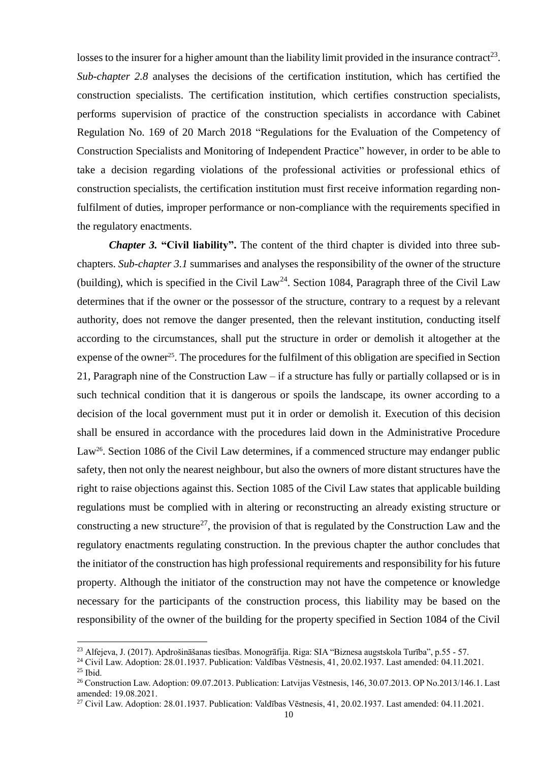losses to the insurer for a higher amount than the liability limit provided in the insurance contract[23]. *Sub-chapter 2.8* analyses the decisions of the certification institution, which has certified the construction specialists. The certification institution, which certifies construction specialists, performs supervision of practice of the construction specialists in accordance with Cabinet Regulation No. 169 of 20 March 2018 "Regulations for the Evaluation of the Competency of Construction Specialists and Monitoring of Independent Practice" however, in order to be able to take a decision regarding violations of the professional activities or professional ethics of construction specialists, the certification institution must first receive information regarding non-fulfilment of duties, improper performance or non-compliance with the requirements specified in the regulatory enactments.

***Chapter 3.* "Civil liability".** The content of the third chapter is divided into three sub-chapters. *Sub-chapter 3.1* summarises and analyses the responsibility of the owner of the structure (building), which is specified in the Civil Law[24]. Section 1084, Paragraph three of the Civil Law determines that if the owner or the possessor of the structure, contrary to a request by a relevant authority, does not remove the danger presented, then the relevant institution, conducting itself according to the circumstances, shall put the structure in order or demolish it altogether at the expense of the owner[25]. The procedures for the fulfilment of this obligation are specified in Section 21, Paragraph nine of the Construction Law – if a structure has fully or partially collapsed or is in such technical condition that it is dangerous or spoils the landscape, its owner according to a decision of the local government must put it in order or demolish it. Execution of this decision shall be ensured in accordance with the procedures laid down in the Administrative Procedure Law[26]. Section 1086 of the Civil Law determines, if a commenced structure may endanger public safety, then not only the nearest neighbour, but also the owners of more distant structures have the right to raise objections against this. Section 1085 of the Civil Law states that applicable building regulations must be complied with in altering or reconstructing an already existing structure or constructing a new structure[27], the provision of that is regulated by the Construction Law and the regulatory enactments regulating construction. In the previous chapter the author concludes that the initiator of the construction has high professional requirements and responsibility for his future property. Although the initiator of the construction may not have the competence or knowledge necessary for the participants of the construction process, this liability may be based on the responsibility of the owner of the building for the property specified in Section 1084 of the Civil

---

[23] Alfejeva, J. (2017). Apdrošināšanas tiesības. Monogrāfija. Riga: SIA "Biznesa augstskola Turība", p.55 - 57.

[24] Civil Law. Adoption: 28.01.1937. Publication: Valdības Vēstnesis, 41, 20.02.1937. Last amended: 04.11.2021.

[25] Ibid.

[26] Construction Law. Adoption: 09.07.2013. Publication: Latvijas Vēstnesis, 146, 30.07.2013. OP No.2013/146.1. Last amended: 19.08.2021.

[27] Civil Law. Adoption: 28.01.1937. Publication: Valdības Vēstnesis, 41, 20.02.1937. Last amended: 04.11.2021.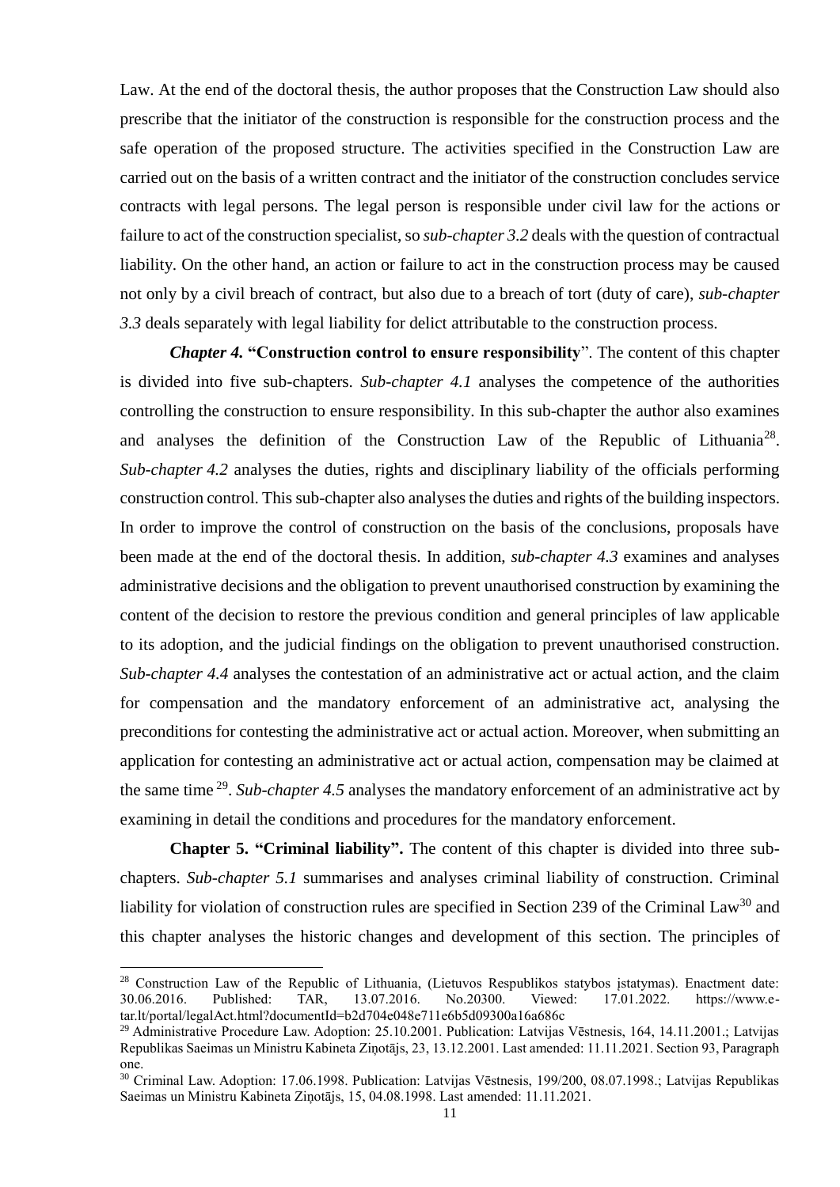Law. At the end of the doctoral thesis, the author proposes that the Construction Law should also prescribe that the initiator of the construction is responsible for the construction process and the safe operation of the proposed structure. The activities specified in the Construction Law are carried out on the basis of a written contract and the initiator of the construction concludes service contracts with legal persons. The legal person is responsible under civil law for the actions or failure to act of the construction specialist, so *sub-chapter 3.2* deals with the question of contractual liability. On the other hand, an action or failure to act in the construction process may be caused not only by a civil breach of contract, but also due to a breach of tort (duty of care), *sub-chapter 3.3* deals separately with legal liability for delict attributable to the construction process.

***Chapter 4.*** **"Construction control to ensure responsibility**". The content of this chapter is divided into five sub-chapters. *Sub-chapter 4.1* analyses the competence of the authorities controlling the construction to ensure responsibility. In this sub-chapter the author also examines and analyses the definition of the Construction Law of the Republic of Lithuania[28]. *Sub-chapter 4.2* analyses the duties, rights and disciplinary liability of the officials performing construction control. This sub-chapter also analyses the duties and rights of the building inspectors. In order to improve the control of construction on the basis of the conclusions, proposals have been made at the end of the doctoral thesis. In addition, *sub-chapter 4.3* examines and analyses administrative decisions and the obligation to prevent unauthorised construction by examining the content of the decision to restore the previous condition and general principles of law applicable to its adoption, and the judicial findings on the obligation to prevent unauthorised construction. *Sub-chapter 4.4* analyses the contestation of an administrative act or actual action, and the claim for compensation and the mandatory enforcement of an administrative act, analysing the preconditions for contesting the administrative act or actual action. Moreover, when submitting an application for contesting an administrative act or actual action, compensation may be claimed at the same time[29]. *Sub-chapter 4.5* analyses the mandatory enforcement of an administrative act by examining in detail the conditions and procedures for the mandatory enforcement.

**Chapter 5. "Criminal liability".** The content of this chapter is divided into three sub-chapters. *Sub-chapter 5.1* summarises and analyses criminal liability of construction. Criminal liability for violation of construction rules are specified in Section 239 of the Criminal Law[30] and this chapter analyses the historic changes and development of this section. The principles of

---

[28] Construction Law of the Republic of Lithuania, (Lietuvos Respublikos statybos įstatymas). Enactment date: 30.06.2016. Published: TAR, 13.07.2016. No.20300. Viewed: 17.01.2022. https://www.e-tar.lt/portal/legalAct.html?documentId=b2d704e048e711e6b5d09300a16a686c

[29] Administrative Procedure Law. Adoption: 25.10.2001. Publication: Latvijas Vēstnesis, 164, 14.11.2001.; Latvijas Republikas Saeimas un Ministru Kabineta Ziņotājs, 23, 13.12.2001. Last amended: 11.11.2021. Section 93, Paragraph one.

[30] Criminal Law. Adoption: 17.06.1998. Publication: Latvijas Vēstnesis, 199/200, 08.07.1998.; Latvijas Republikas Saeimas un Ministru Kabineta Ziņotājs, 15, 04.08.1998. Last amended: 11.11.2021.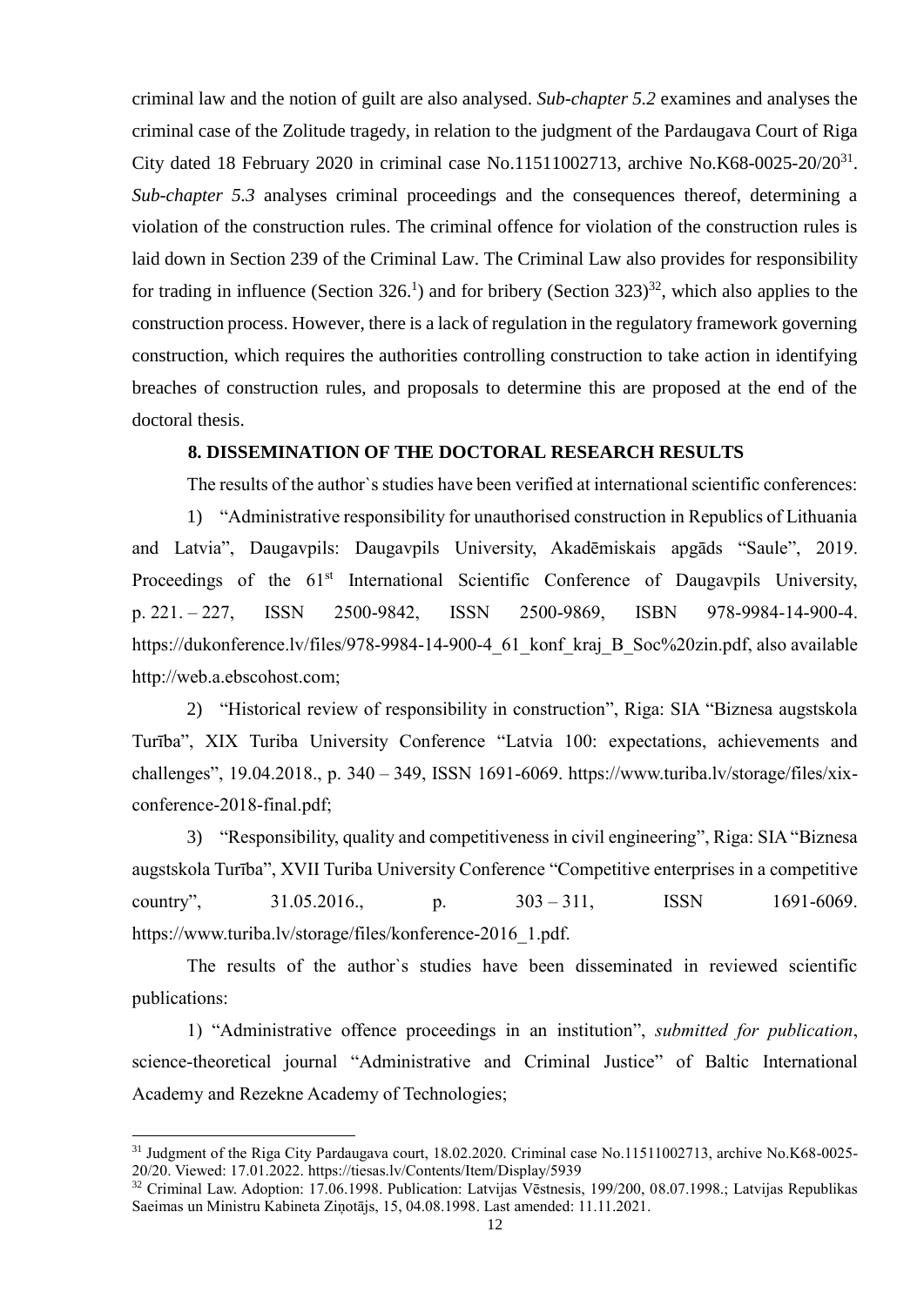criminal law and the notion of guilt are also analysed. *Sub-chapter 5.2* examines and analyses the criminal case of the Zolitude tragedy, in relation to the judgment of the Pardaugava Court of Riga City dated 18 February 2020 in criminal case No.11511002713, archive No.K68-0025-20/20[31]. *Sub-chapter 5.3* analyses criminal proceedings and the consequences thereof, determining a violation of the construction rules. The criminal offence for violation of the construction rules is laid down in Section 239 of the Criminal Law. The Criminal Law also provides for responsibility for trading in influence (Section 326.[1]) and for bribery (Section 323)[32], which also applies to the construction process. However, there is a lack of regulation in the regulatory framework governing construction, which requires the authorities controlling construction to take action in identifying breaches of construction rules, and proposals to determine this are proposed at the end of the doctoral thesis.

## 8. DISSEMINATION OF THE DOCTORAL RESEARCH RESULTS

The results of the author`s studies have been verified at international scientific conferences:

1) "Administrative responsibility for unauthorised construction in Republics of Lithuania and Latvia", Daugavpils: Daugavpils University, Akadēmiskais apgāds "Saule", 2019. Proceedings of the 61st International Scientific Conference of Daugavpils University, p. 221. – 227, ISSN 2500-9842, ISSN 2500-9869, ISBN 978-9984-14-900-4. https://dukonference.lv/files/978-9984-14-900-4_61_konf_kraj_B_Soc%20zin.pdf, also available http://web.a.ebscohost.com;

2) "Historical review of responsibility in construction", Riga: SIA "Biznesa augstskola Turība", XIX Turiba University Conference "Latvia 100: expectations, achievements and challenges", 19.04.2018., p. 340 – 349, ISSN 1691-6069. https://www.turiba.lv/storage/files/xix-conference-2018-final.pdf;

3) "Responsibility, quality and competitiveness in civil engineering", Riga: SIA "Biznesa augstskola Turība", XVII Turiba University Conference "Competitive enterprises in a competitive country", 31.05.2016., p. 303 – 311, ISSN 1691-6069. https://www.turiba.lv/storage/files/konference-2016_1.pdf.

The results of the author`s studies have been disseminated in reviewed scientific publications:

1) "Administrative offence proceedings in an institution", *submitted for publication*, science-theoretical journal "Administrative and Criminal Justice" of Baltic International Academy and Rezekne Academy of Technologies;

---

[31] Judgment of the Riga City Pardaugava court, 18.02.2020. Criminal case No.11511002713, archive No.K68-0025-20/20. Viewed: 17.01.2022. https://tiesas.lv/Contents/Item/Display/5939

[32] Criminal Law. Adoption: 17.06.1998. Publication: Latvijas Vēstnesis, 199/200, 08.07.1998.; Latvijas Republikas Saeimas un Ministru Kabineta Ziņotājs, 15, 04.08.1998. Last amended: 11.11.2021.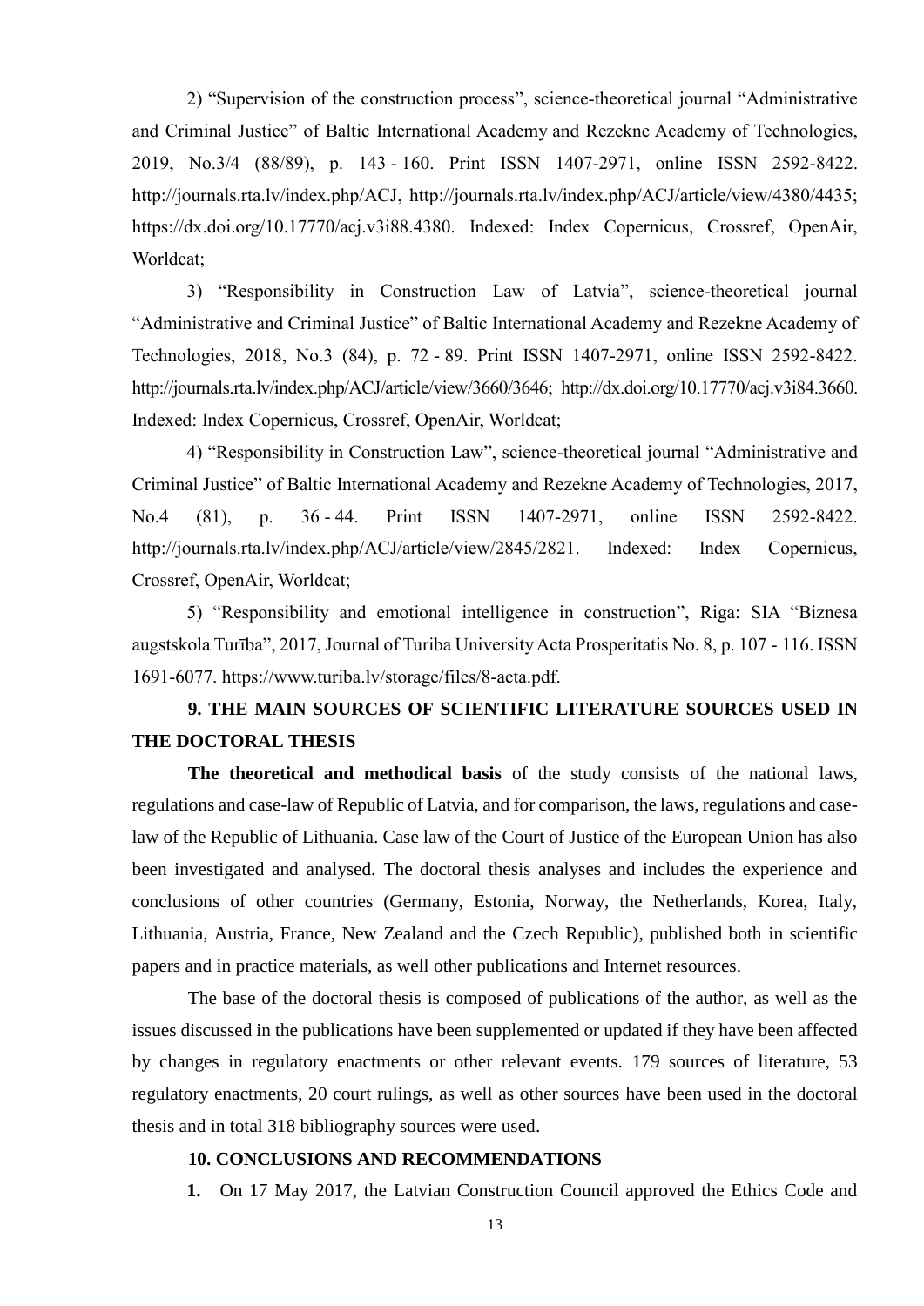2) “Supervision of the construction process”, science-theoretical journal “Administrative and Criminal Justice” of Baltic International Academy and Rezekne Academy of Technologies, 2019, No.3/4 (88/89), p. 143 - 160. Print ISSN 1407-2971, online ISSN 2592-8422. http://journals.rta.lv/index.php/ACJ, http://journals.rta.lv/index.php/ACJ/article/view/4380/4435; https://dx.doi.org/10.17770/acj.v3i88.4380. Indexed: Index Copernicus, Crossref, OpenAir, Worldcat;

3) “Responsibility in Construction Law of Latvia”, science-theoretical journal “Administrative and Criminal Justice” of Baltic International Academy and Rezekne Academy of Technologies, 2018, No.3 (84), p. 72 - 89. Print ISSN 1407-2971, online ISSN 2592-8422. http://journals.rta.lv/index.php/ACJ/article/view/3660/3646; http://dx.doi.org/10.17770/acj.v3i84.3660. Indexed: Index Copernicus, Crossref, OpenAir, Worldcat;

4) “Responsibility in Construction Law”, science-theoretical journal “Administrative and Criminal Justice” of Baltic International Academy and Rezekne Academy of Technologies, 2017, No.4 (81), p. 36 - 44. Print ISSN 1407-2971, online ISSN 2592-8422. http://journals.rta.lv/index.php/ACJ/article/view/2845/2821. Indexed: Index Copernicus, Crossref, OpenAir, Worldcat;

5) “Responsibility and emotional intelligence in construction”, Riga: SIA “Biznesa augstskola Turība”, 2017, Journal of Turiba University Acta Prosperitatis No. 8, p. 107 - 116. ISSN 1691-6077. https://www.turiba.lv/storage/files/8-acta.pdf.

## 9. THE MAIN SOURCES OF SCIENTIFIC LITERATURE SOURCES USED IN THE DOCTORAL THESIS

**The theoretical and methodical basis** of the study consists of the national laws, regulations and case-law of Republic of Latvia, and for comparison, the laws, regulations and case-law of the Republic of Lithuania. Case law of the Court of Justice of the European Union has also been investigated and analysed. The doctoral thesis analyses and includes the experience and conclusions of other countries (Germany, Estonia, Norway, the Netherlands, Korea, Italy, Lithuania, Austria, France, New Zealand and the Czech Republic), published both in scientific papers and in practice materials, as well other publications and Internet resources.

The base of the doctoral thesis is composed of publications of the author, as well as the issues discussed in the publications have been supplemented or updated if they have been affected by changes in regulatory enactments or other relevant events. 179 sources of literature, 53 regulatory enactments, 20 court rulings, as well as other sources have been used in the doctoral thesis and in total 318 bibliography sources were used.

## 10. CONCLUSIONS AND RECOMMENDATIONS

**1.** On 17 May 2017, the Latvian Construction Council approved the Ethics Code and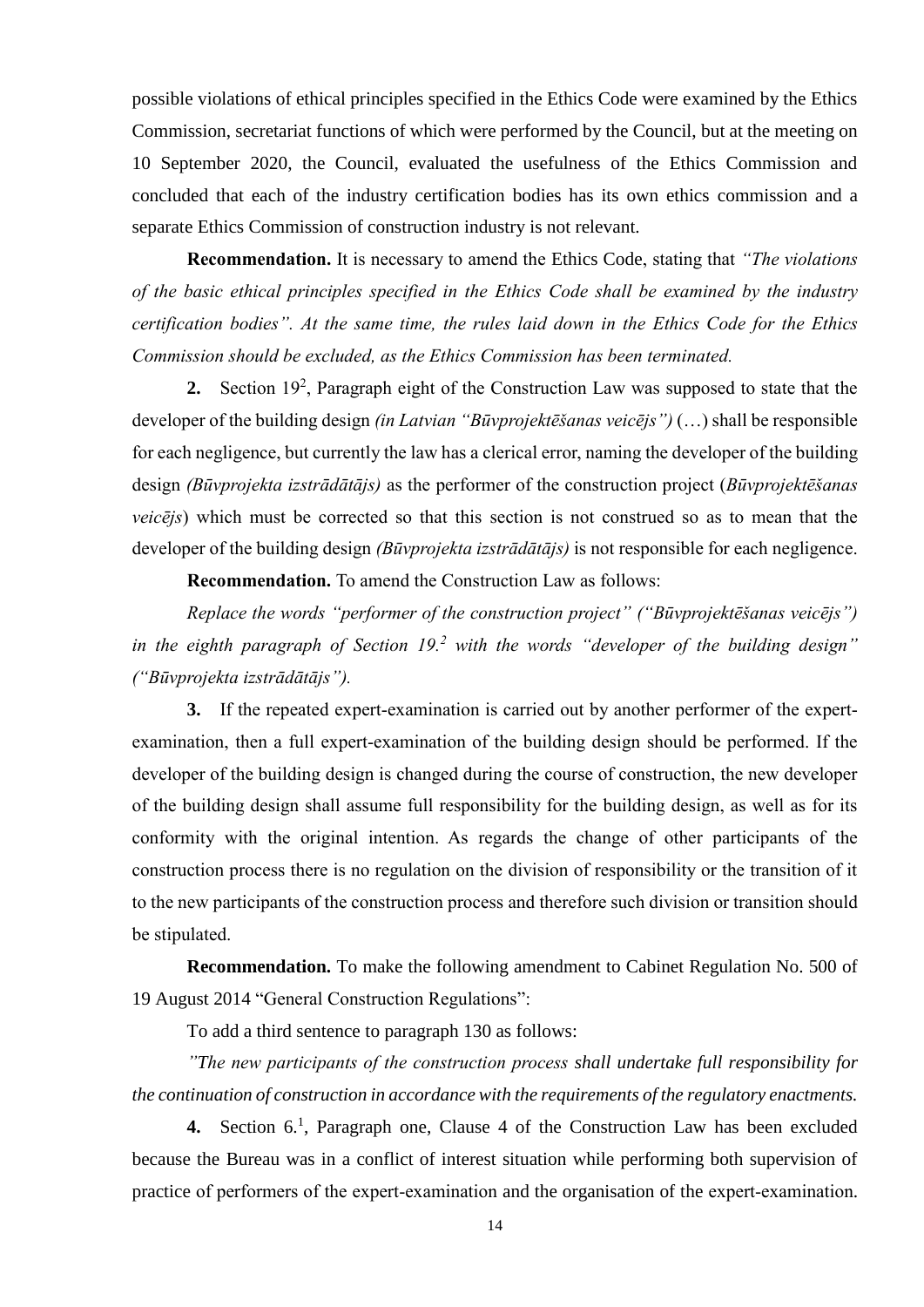possible violations of ethical principles specified in the Ethics Code were examined by the Ethics Commission, secretariat functions of which were performed by the Council, but at the meeting on 10 September 2020, the Council, evaluated the usefulness of the Ethics Commission and concluded that each of the industry certification bodies has its own ethics commission and a separate Ethics Commission of construction industry is not relevant.

**Recommendation.** It is necessary to amend the Ethics Code, stating that *"The violations of the basic ethical principles specified in the Ethics Code shall be examined by the industry certification bodies". At the same time, the rules laid down in the Ethics Code for the Ethics Commission should be excluded, as the Ethics Commission has been terminated.*

**2.** Section 19[2], Paragraph eight of the Construction Law was supposed to state that the developer of the building design *(in Latvian "Būvprojektēšanas veicējs")* (…) shall be responsible for each negligence, but currently the law has a clerical error, naming the developer of the building design *(Būvprojekta izstrādātājs)* as the performer of the construction project (*Būvprojektēšanas veicējs*) which must be corrected so that this section is not construed so as to mean that the developer of the building design *(Būvprojekta izstrādātājs)* is not responsible for each negligence.

**Recommendation.** To amend the Construction Law as follows:

*Replace the words "performer of the construction project" ("Būvprojektēšanas veicējs") in the eighth paragraph of Section 19.[2] with the words "developer of the building design" ("Būvprojekta izstrādātājs").*

**3.** If the repeated expert-examination is carried out by another performer of the expert-examination, then a full expert-examination of the building design should be performed. If the developer of the building design is changed during the course of construction, the new developer of the building design shall assume full responsibility for the building design, as well as for its conformity with the original intention. As regards the change of other participants of the construction process there is no regulation on the division of responsibility or the transition of it to the new participants of the construction process and therefore such division or transition should be stipulated.

**Recommendation.** To make the following amendment to Cabinet Regulation No. 500 of 19 August 2014 "General Construction Regulations":

To add a third sentence to paragraph 130 as follows:

*"The new participants of the construction process shall undertake full responsibility for the continuation of construction in accordance with the requirements of the regulatory enactments.*

**4.** Section 6.[1], Paragraph one, Clause 4 of the Construction Law has been excluded because the Bureau was in a conflict of interest situation while performing both supervision of practice of performers of the expert-examination and the organisation of the expert-examination.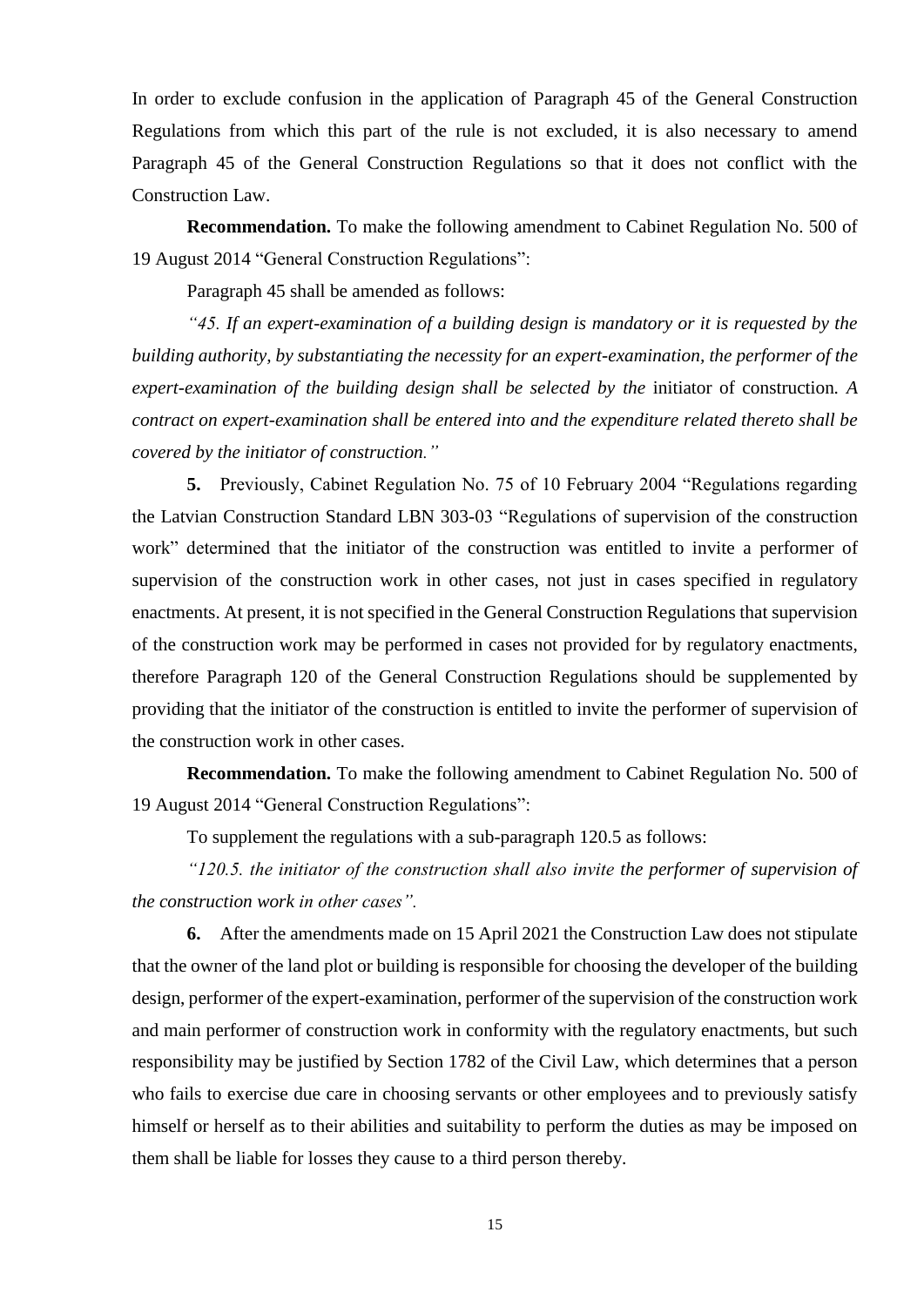In order to exclude confusion in the application of Paragraph 45 of the General Construction Regulations from which this part of the rule is not excluded, it is also necessary to amend Paragraph 45 of the General Construction Regulations so that it does not conflict with the Construction Law.

**Recommendation.** To make the following amendment to Cabinet Regulation No. 500 of 19 August 2014 "General Construction Regulations":

Paragraph 45 shall be amended as follows:

*"45. If an expert-examination of a building design is mandatory or it is requested by the building authority, by substantiating the necessity for an expert-examination, the performer of the expert-examination of the building design shall be selected by the* initiator of construction*. A contract on expert-examination shall be entered into and the expenditure related thereto shall be covered by the initiator of construction."*

**5.** Previously, Cabinet Regulation No. 75 of 10 February 2004 "Regulations regarding the Latvian Construction Standard LBN 303-03 "Regulations of supervision of the construction work" determined that the initiator of the construction was entitled to invite a performer of supervision of the construction work in other cases, not just in cases specified in regulatory enactments. At present, it is not specified in the General Construction Regulations that supervision of the construction work may be performed in cases not provided for by regulatory enactments, therefore Paragraph 120 of the General Construction Regulations should be supplemented by providing that the initiator of the construction is entitled to invite the performer of supervision of the construction work in other cases.

**Recommendation.** To make the following amendment to Cabinet Regulation No. 500 of 19 August 2014 "General Construction Regulations":

To supplement the regulations with a sub-paragraph 120.5 as follows:

*"120.5. the initiator of the construction shall also invite the performer of supervision of the construction work in other cases".*

**6.** After the amendments made on 15 April 2021 the Construction Law does not stipulate that the owner of the land plot or building is responsible for choosing the developer of the building design, performer of the expert-examination, performer of the supervision of the construction work and main performer of construction work in conformity with the regulatory enactments, but such responsibility may be justified by Section 1782 of the Civil Law, which determines that a person who fails to exercise due care in choosing servants or other employees and to previously satisfy himself or herself as to their abilities and suitability to perform the duties as may be imposed on them shall be liable for losses they cause to a third person thereby.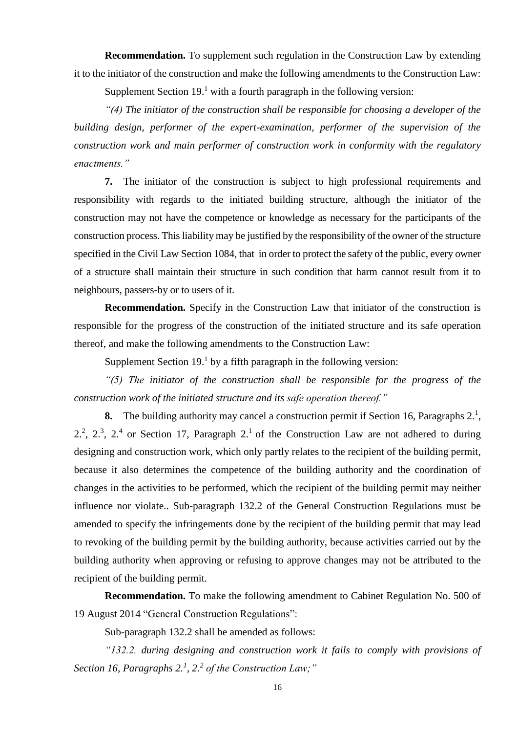**Recommendation.** To supplement such regulation in the Construction Law by extending it to the initiator of the construction and make the following amendments to the Construction Law:

Supplement Section 19.[1] with a fourth paragraph in the following version:

*"(4) The initiator of the construction shall be responsible for choosing a developer of the building design, performer of the expert-examination, performer of the supervision of the construction work and main performer of construction work in conformity with the regulatory enactments."*

**7.** The initiator of the construction is subject to high professional requirements and responsibility with regards to the initiated building structure, although the initiator of the construction may not have the competence or knowledge as necessary for the participants of the construction process. This liability may be justified by the responsibility of the owner of the structure specified in the Civil Law Section 1084, that in order to protect the safety of the public, every owner of a structure shall maintain their structure in such condition that harm cannot result from it to neighbours, passers-by or to users of it.

**Recommendation.** Specify in the Construction Law that initiator of the construction is responsible for the progress of the construction of the initiated structure and its safe operation thereof, and make the following amendments to the Construction Law:

Supplement Section 19.[1] by a fifth paragraph in the following version:

*"(5) The initiator of the construction shall be responsible for the progress of the construction work of the initiated structure and its safe operation thereof."*

**8.** The building authority may cancel a construction permit if Section 16, Paragraphs 2.[1], 2.[2], 2.[3], 2.[4] or Section 17, Paragraph 2.[1] of the Construction Law are not adhered to during designing and construction work, which only partly relates to the recipient of the building permit, because it also determines the competence of the building authority and the coordination of changes in the activities to be performed, which the recipient of the building permit may neither influence nor violate.. Sub-paragraph 132.2 of the General Construction Regulations must be amended to specify the infringements done by the recipient of the building permit that may lead to revoking of the building permit by the building authority, because activities carried out by the building authority when approving or refusing to approve changes may not be attributed to the recipient of the building permit.

**Recommendation.** To make the following amendment to Cabinet Regulation No. 500 of 19 August 2014 "General Construction Regulations":

Sub-paragraph 132.2 shall be amended as follows:

*"132.2. during designing and construction work it fails to comply with provisions of Section 16, Paragraphs 2.[1], 2.[2] of the Construction Law;"*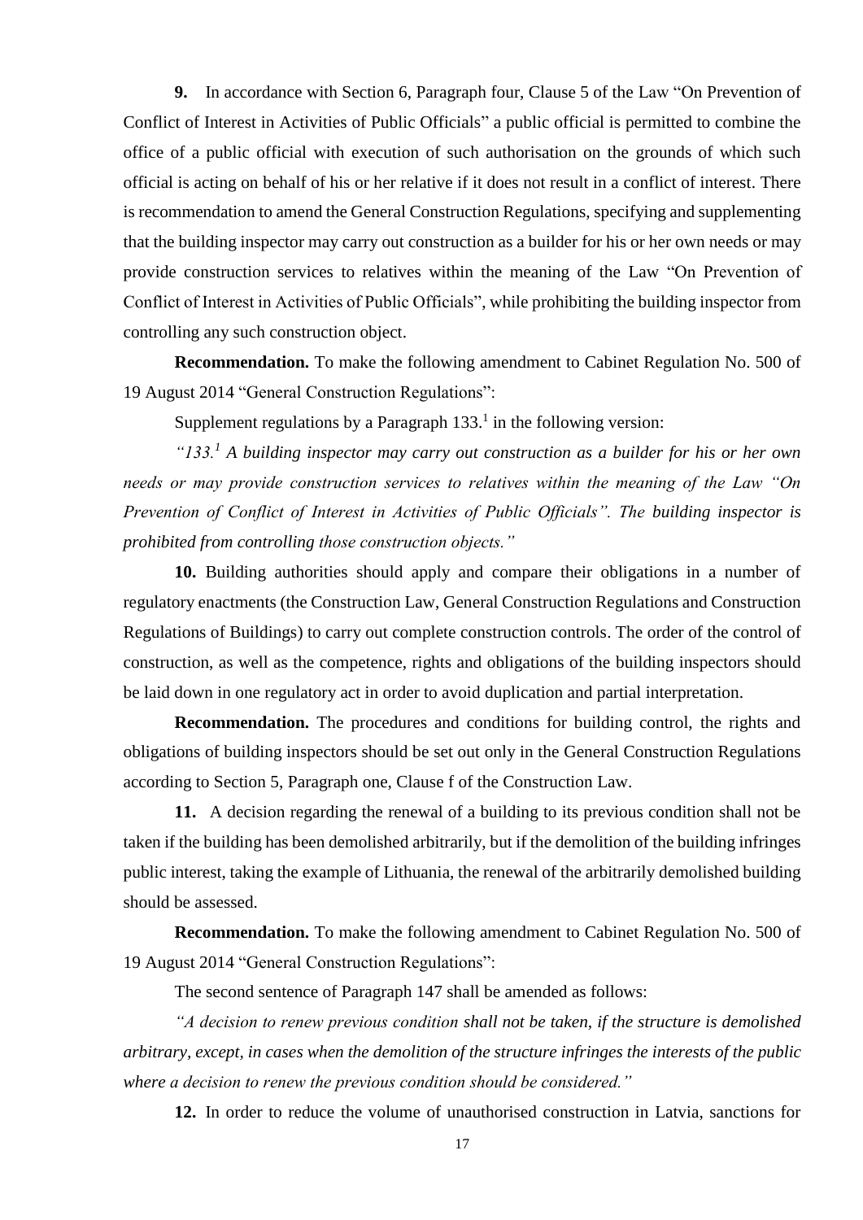**9.** In accordance with Section 6, Paragraph four, Clause 5 of the Law "On Prevention of Conflict of Interest in Activities of Public Officials" a public official is permitted to combine the office of a public official with execution of such authorisation on the grounds of which such official is acting on behalf of his or her relative if it does not result in a conflict of interest. There is recommendation to amend the General Construction Regulations, specifying and supplementing that the building inspector may carry out construction as a builder for his or her own needs or may provide construction services to relatives within the meaning of the Law "On Prevention of Conflict of Interest in Activities of Public Officials", while prohibiting the building inspector from controlling any such construction object.

**Recommendation.** To make the following amendment to Cabinet Regulation No. 500 of 19 August 2014 "General Construction Regulations":

Supplement regulations by a Paragraph 133.[1] in the following version:

*"133.[1] A building inspector may carry out construction as a builder for his or her own needs or may provide construction services to relatives within the meaning of the Law "On Prevention of Conflict of Interest in Activities of Public Officials". The building inspector is prohibited from controlling those construction objects."*

**10.** Building authorities should apply and compare their obligations in a number of regulatory enactments (the Construction Law, General Construction Regulations and Construction Regulations of Buildings) to carry out complete construction controls. The order of the control of construction, as well as the competence, rights and obligations of the building inspectors should be laid down in one regulatory act in order to avoid duplication and partial interpretation.

**Recommendation.** The procedures and conditions for building control, the rights and obligations of building inspectors should be set out only in the General Construction Regulations according to Section 5, Paragraph one, Clause f of the Construction Law.

**11.** A decision regarding the renewal of a building to its previous condition shall not be taken if the building has been demolished arbitrarily, but if the demolition of the building infringes public interest, taking the example of Lithuania, the renewal of the arbitrarily demolished building should be assessed.

**Recommendation.** To make the following amendment to Cabinet Regulation No. 500 of 19 August 2014 "General Construction Regulations":

The second sentence of Paragraph 147 shall be amended as follows:

*"A decision to renew previous condition shall not be taken, if the structure is demolished arbitrary, except, in cases when the demolition of the structure infringes the interests of the public where a decision to renew the previous condition should be considered."*

**12.** In order to reduce the volume of unauthorised construction in Latvia, sanctions for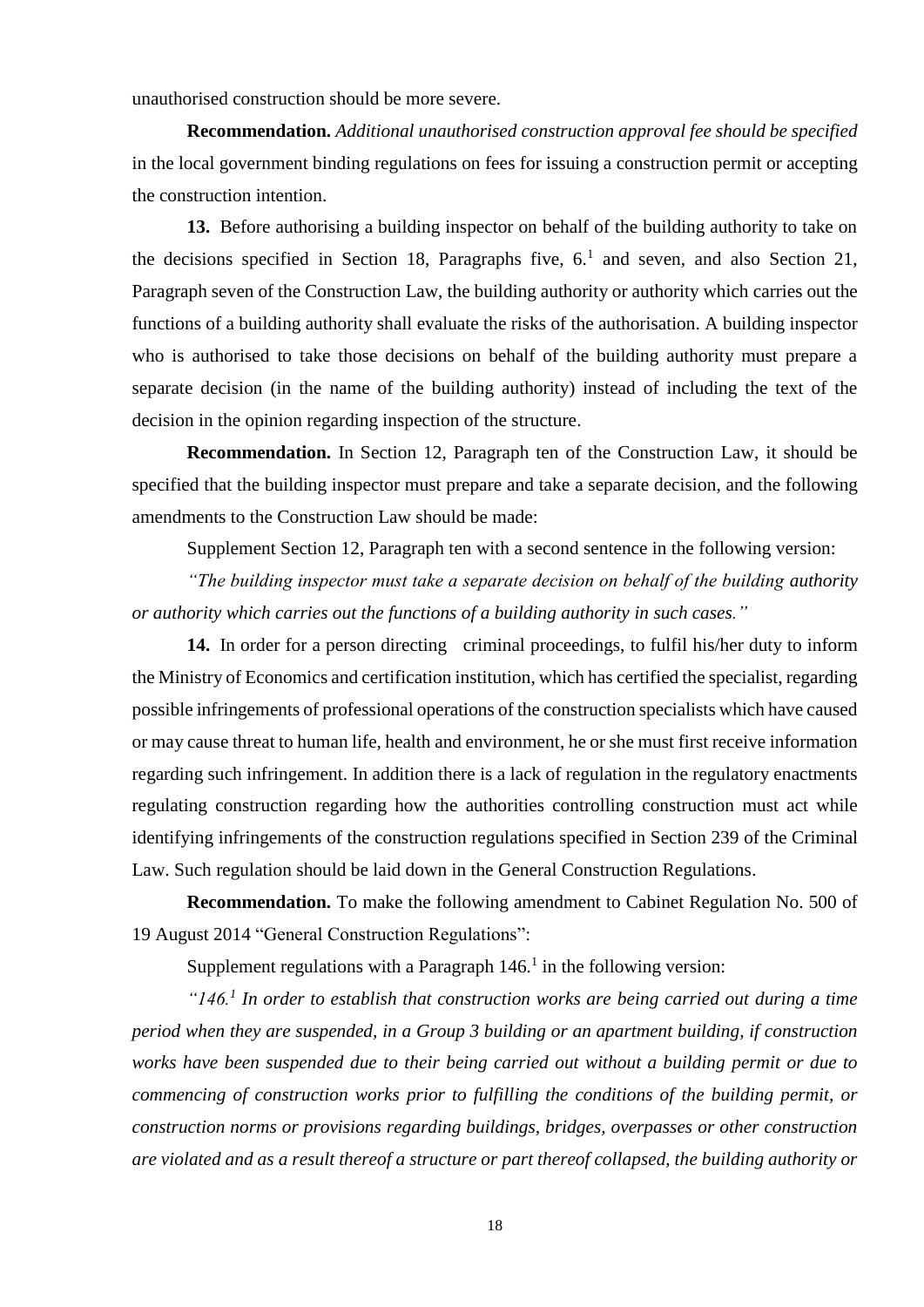unauthorised construction should be more severe.

**Recommendation.** *Additional unauthorised construction approval fee should be specified* in the local government binding regulations on fees for issuing a construction permit or accepting the construction intention.

**13.** Before authorising a building inspector on behalf of the building authority to take on the decisions specified in Section 18, Paragraphs five, 6.[1] and seven, and also Section 21, Paragraph seven of the Construction Law, the building authority or authority which carries out the functions of a building authority shall evaluate the risks of the authorisation. A building inspector who is authorised to take those decisions on behalf of the building authority must prepare a separate decision (in the name of the building authority) instead of including the text of the decision in the opinion regarding inspection of the structure.

**Recommendation.** In Section 12, Paragraph ten of the Construction Law, it should be specified that the building inspector must prepare and take a separate decision, and the following amendments to the Construction Law should be made:

Supplement Section 12, Paragraph ten with a second sentence in the following version:

*"The building inspector must take a separate decision on behalf of the building authority or authority which carries out the functions of a building authority in such cases."*

**14.** In order for a person directing criminal proceedings, to fulfil his/her duty to inform the Ministry of Economics and certification institution, which has certified the specialist, regarding possible infringements of professional operations of the construction specialists which have caused or may cause threat to human life, health and environment, he or she must first receive information regarding such infringement. In addition there is a lack of regulation in the regulatory enactments regulating construction regarding how the authorities controlling construction must act while identifying infringements of the construction regulations specified in Section 239 of the Criminal Law. Such regulation should be laid down in the General Construction Regulations.

**Recommendation.** To make the following amendment to Cabinet Regulation No. 500 of 19 August 2014 "General Construction Regulations":

Supplement regulations with a Paragraph 146.[1] in the following version:

*"146.[1] In order to establish that construction works are being carried out during a time period when they are suspended, in a Group 3 building or an apartment building, if construction works have been suspended due to their being carried out without a building permit or due to commencing of construction works prior to fulfilling the conditions of the building permit, or construction norms or provisions regarding buildings, bridges, overpasses or other construction are violated and as a result thereof a structure or part thereof collapsed, the building authority or*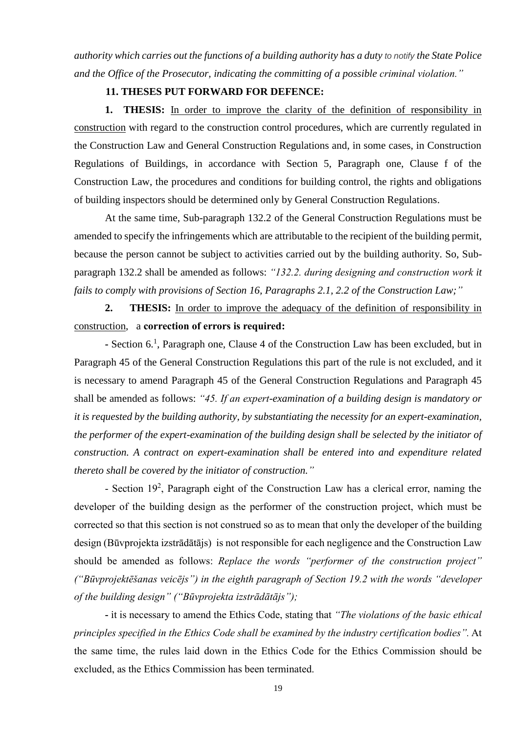*authority which carries out the functions of a building authority has a duty to notify the State Police and the Office of the Prosecutor, indicating the committing of a possible criminal violation."*

**11. THESES PUT FORWARD FOR DEFENCE:**

**1. THESIS:** In order to improve the clarity of the definition of responsibility in construction with regard to the construction control procedures, which are currently regulated in the Construction Law and General Construction Regulations and, in some cases, in Construction Regulations of Buildings, in accordance with Section 5, Paragraph one, Clause f of the Construction Law, the procedures and conditions for building control, the rights and obligations of building inspectors should be determined only by General Construction Regulations.

At the same time, Sub-paragraph 132.2 of the General Construction Regulations must be amended to specify the infringements which are attributable to the recipient of the building permit, because the person cannot be subject to activities carried out by the building authority. So, Sub-paragraph 132.2 shall be amended as follows: *"132.2. during designing and construction work it fails to comply with provisions of Section 16, Paragraphs 2.1, 2.2 of the Construction Law;"*

**2. THESIS:** In order to improve the adequacy of the definition of responsibility in construction, a **correction of errors is required:**

- Section 6.[1], Paragraph one, Clause 4 of the Construction Law has been excluded, but in Paragraph 45 of the General Construction Regulations this part of the rule is not excluded, and it is necessary to amend Paragraph 45 of the General Construction Regulations and Paragraph 45 shall be amended as follows: *"45. If an expert-examination of a building design is mandatory or it is requested by the building authority, by substantiating the necessity for an expert-examination, the performer of the expert-examination of the building design shall be selected by the initiator of construction. A contract on expert-examination shall be entered into and expenditure related thereto shall be covered by the initiator of construction."*

- Section 19[2], Paragraph eight of the Construction Law has a clerical error, naming the developer of the building design as the performer of the construction project, which must be corrected so that this section is not construed so as to mean that only the developer of the building design (Būvprojekta izstrādātājs) is not responsible for each negligence and the Construction Law should be amended as follows: *Replace the words "performer of the construction project" ("Būvprojektēšanas veicējs") in the eighth paragraph of Section 19.2 with the words "developer of the building design" ("Būvprojekta izstrādātājs");*

- it is necessary to amend the Ethics Code, stating that *"The violations of the basic ethical principles specified in the Ethics Code shall be examined by the industry certification bodies".* At the same time, the rules laid down in the Ethics Code for the Ethics Commission should be excluded, as the Ethics Commission has been terminated.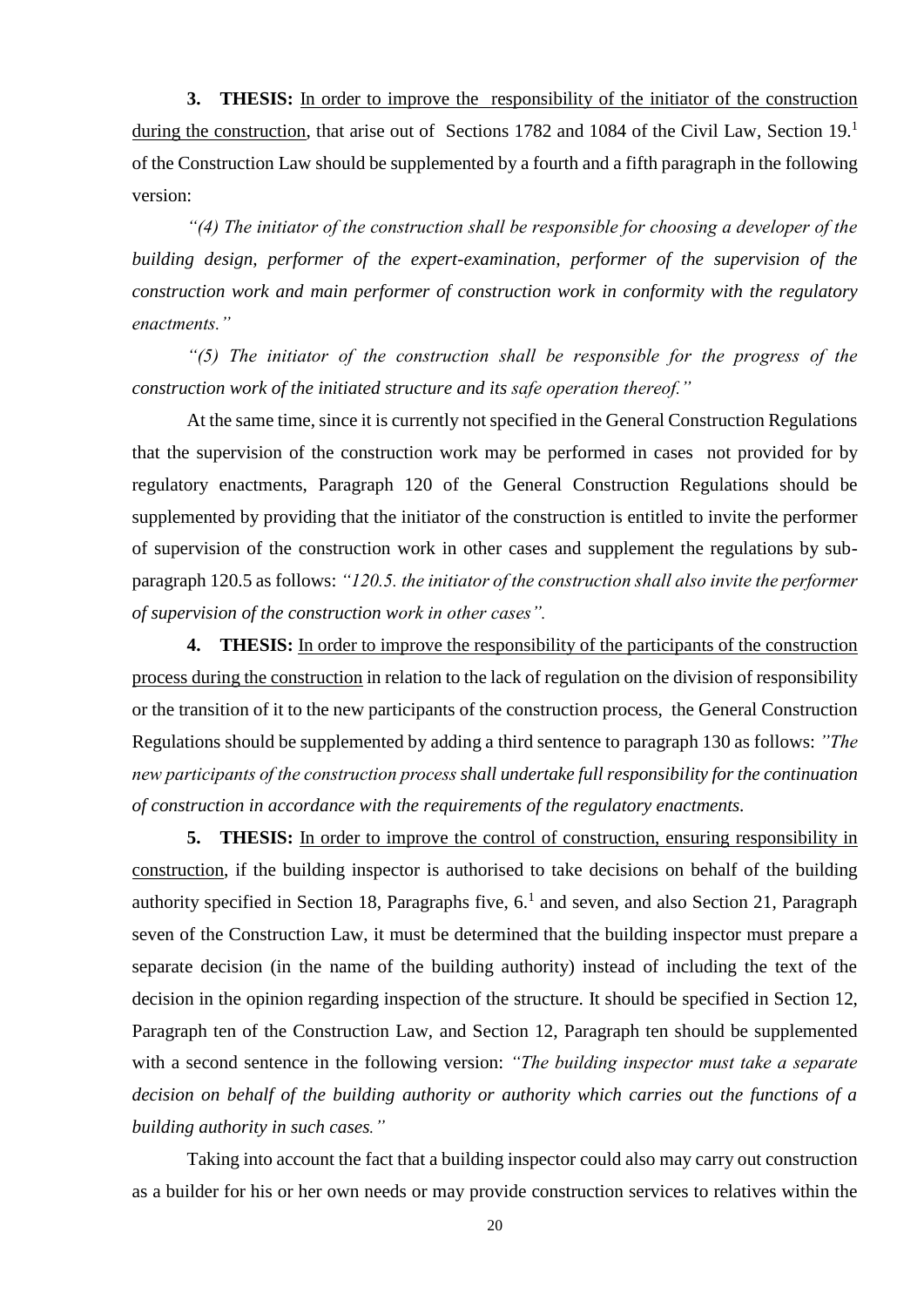**3. THESIS:** In order to improve the responsibility of the initiator of the construction during the construction, that arise out of Sections 1782 and 1084 of the Civil Law, Section 19.[1] of the Construction Law should be supplemented by a fourth and a fifth paragraph in the following version:

*"(4) The initiator of the construction shall be responsible for choosing a developer of the building design, performer of the expert-examination, performer of the supervision of the construction work and main performer of construction work in conformity with the regulatory enactments."*

*"(5) The initiator of the construction shall be responsible for the progress of the construction work of the initiated structure and its safe operation thereof."*

At the same time, since it is currently not specified in the General Construction Regulations that the supervision of the construction work may be performed in cases not provided for by regulatory enactments, Paragraph 120 of the General Construction Regulations should be supplemented by providing that the initiator of the construction is entitled to invite the performer of supervision of the construction work in other cases and supplement the regulations by sub-paragraph 120.5 as follows: *"120.5. the initiator of the construction shall also invite the performer of supervision of the construction work in other cases".*

**4. THESIS:** In order to improve the responsibility of the participants of the construction process during the construction in relation to the lack of regulation on the division of responsibility or the transition of it to the new participants of the construction process, the General Construction Regulations should be supplemented by adding a third sentence to paragraph 130 as follows: *"The new participants of the construction process shall undertake full responsibility for the continuation of construction in accordance with the requirements of the regulatory enactments.*

**5. THESIS:** In order to improve the control of construction, ensuring responsibility in construction, if the building inspector is authorised to take decisions on behalf of the building authority specified in Section 18, Paragraphs five, 6.[1] and seven, and also Section 21, Paragraph seven of the Construction Law, it must be determined that the building inspector must prepare a separate decision (in the name of the building authority) instead of including the text of the decision in the opinion regarding inspection of the structure. It should be specified in Section 12, Paragraph ten of the Construction Law, and Section 12, Paragraph ten should be supplemented with a second sentence in the following version: *"The building inspector must take a separate decision on behalf of the building authority or authority which carries out the functions of a building authority in such cases."*

Taking into account the fact that a building inspector could also may carry out construction as a builder for his or her own needs or may provide construction services to relatives within the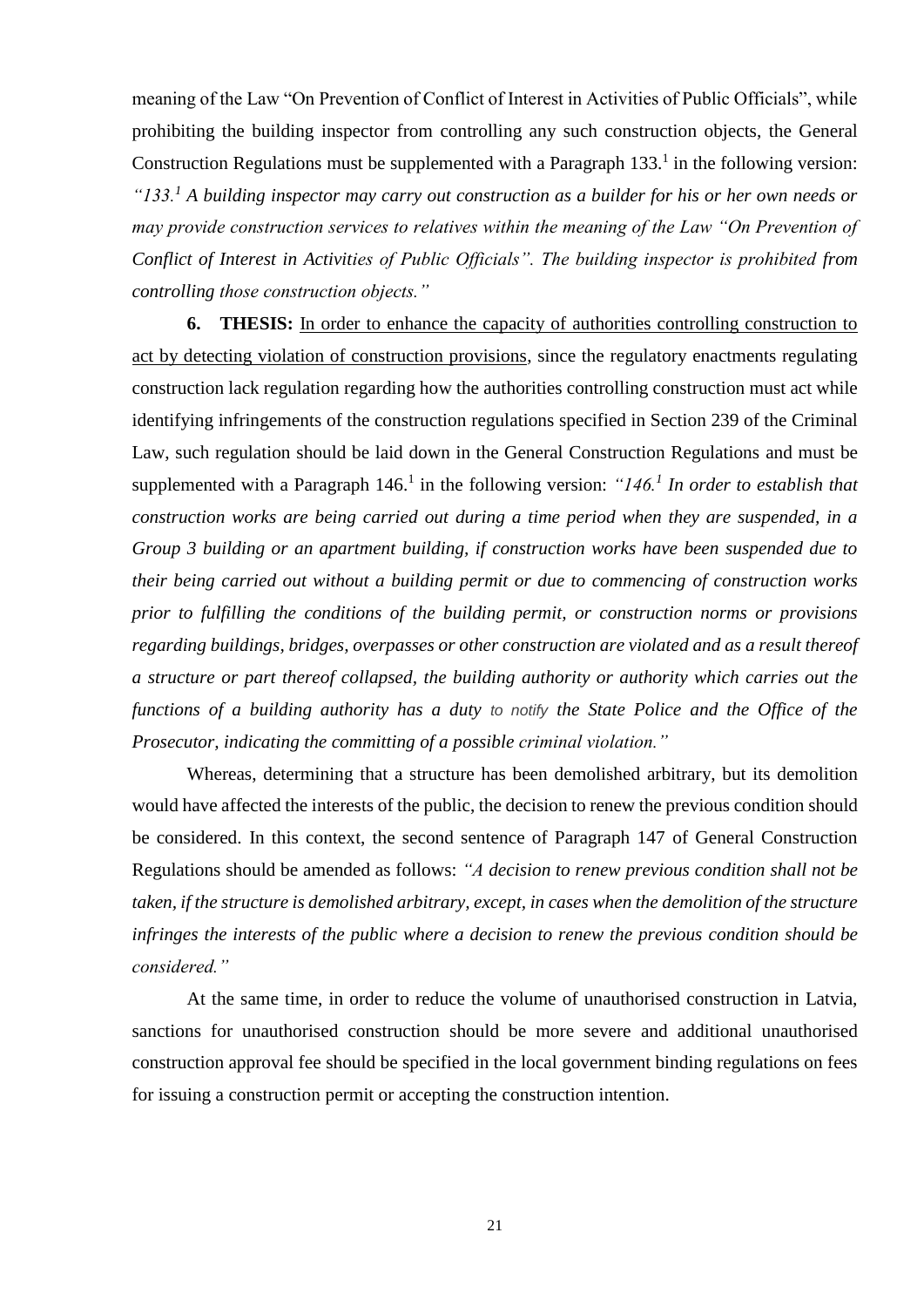meaning of the Law "On Prevention of Conflict of Interest in Activities of Public Officials", while prohibiting the building inspector from controlling any such construction objects, the General Construction Regulations must be supplemented with a Paragraph 133.[1] in the following version: *"133.[1] A building inspector may carry out construction as a builder for his or her own needs or may provide construction services to relatives within the meaning of the Law "On Prevention of Conflict of Interest in Activities of Public Officials". The building inspector is prohibited from controlling those construction objects."*

**6. THESIS:** In order to enhance the capacity of authorities controlling construction to act by detecting violation of construction provisions, since the regulatory enactments regulating construction lack regulation regarding how the authorities controlling construction must act while identifying infringements of the construction regulations specified in Section 239 of the Criminal Law, such regulation should be laid down in the General Construction Regulations and must be supplemented with a Paragraph 146.[1] in the following version: *"146.[1] In order to establish that construction works are being carried out during a time period when they are suspended, in a Group 3 building or an apartment building, if construction works have been suspended due to their being carried out without a building permit or due to commencing of construction works prior to fulfilling the conditions of the building permit, or construction norms or provisions regarding buildings, bridges, overpasses or other construction are violated and as a result thereof a structure or part thereof collapsed, the building authority or authority which carries out the functions of a building authority has a duty to notify the State Police and the Office of the Prosecutor, indicating the committing of a possible criminal violation."*

Whereas, determining that a structure has been demolished arbitrary, but its demolition would have affected the interests of the public, the decision to renew the previous condition should be considered. In this context, the second sentence of Paragraph 147 of General Construction Regulations should be amended as follows: *"A decision to renew previous condition shall not be taken, if the structure is demolished arbitrary, except, in cases when the demolition of the structure infringes the interests of the public where a decision to renew the previous condition should be considered."*

At the same time, in order to reduce the volume of unauthorised construction in Latvia, sanctions for unauthorised construction should be more severe and additional unauthorised construction approval fee should be specified in the local government binding regulations on fees for issuing a construction permit or accepting the construction intention.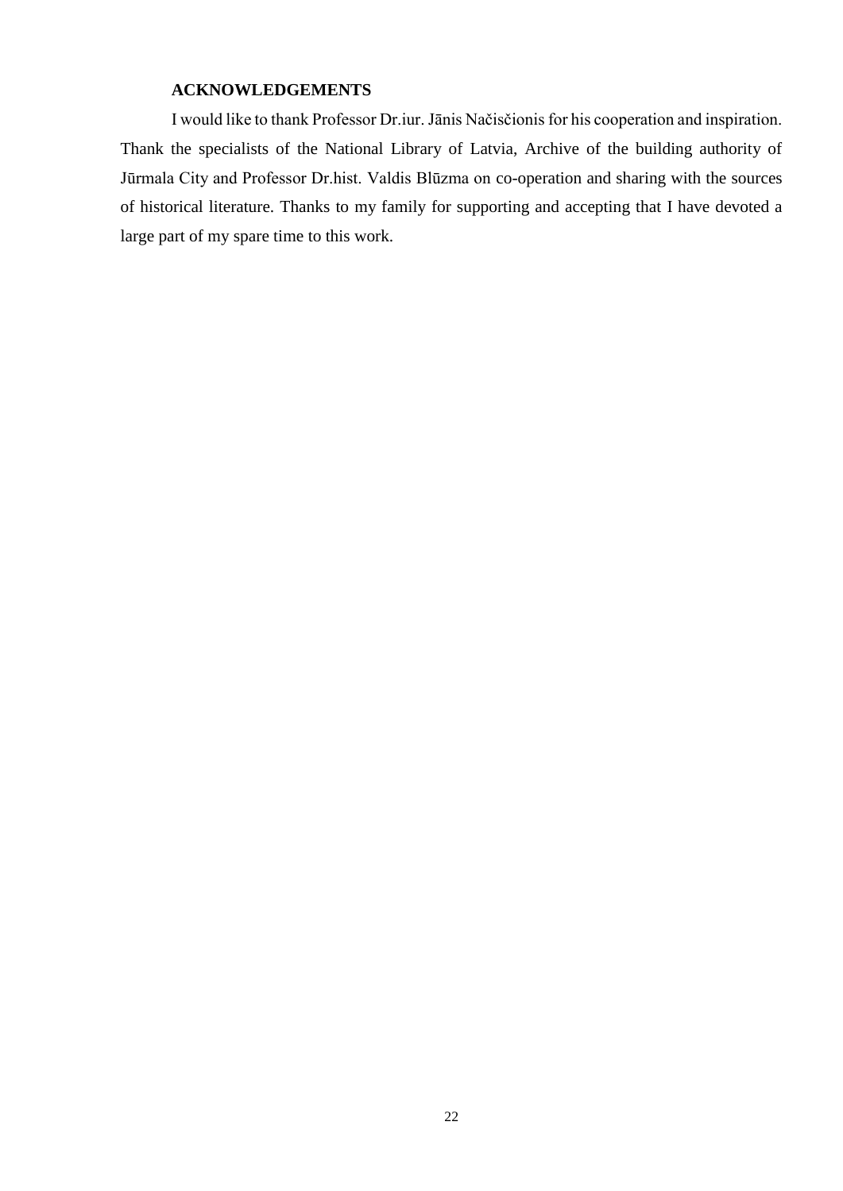## ACKNOWLEDGEMENTS

I would like to thank Professor Dr.iur. Jānis Načisčionis for his cooperation and inspiration. Thank the specialists of the National Library of Latvia, Archive of the building authority of Jūrmala City and Professor Dr.hist. Valdis Blūzma on co-operation and sharing with the sources of historical literature. Thanks to my family for supporting and accepting that I have devoted a large part of my spare time to this work.